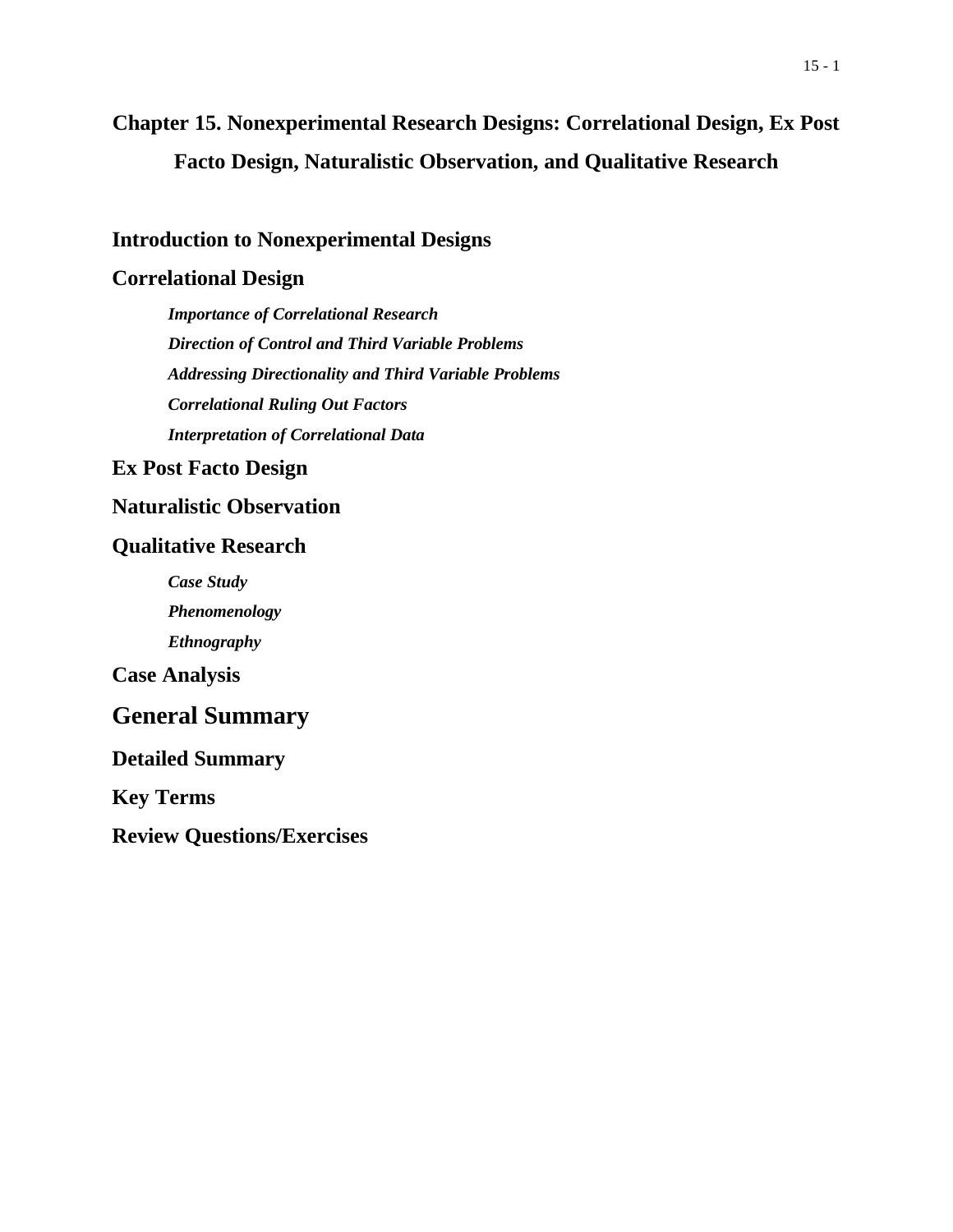# Chapter 15. Nonexperimental Research Designs: Correlational Design, Ex Post Facto Design, Naturalistic Observation, and Qualitative Research

## Introduction to Nonexperimental Designs

## Correlational Design

### *Importance of Correlational Research*

### *Direction of Control and Third Variable Problems*

### *Addressing Directionality and Third Variable Problems*

### *Correlational Ruling Out Factors*

### *Interpretation of Correlational Data*

## Ex Post Facto Design

## Naturalistic Observation

## Qualitative Research

### *Case Study*

### *Phenomenology*

### *Ethnography*

## Case Analysis

## General Summary

## Detailed Summary

## Key Terms

## Review Questions/Exercises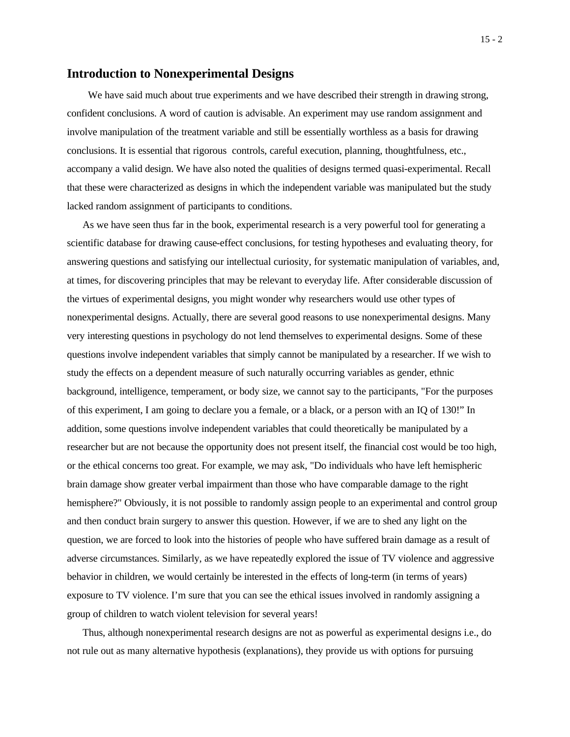## Introduction to Nonexperimental Designs

We have said much about true experiments and we have described their strength in drawing strong, confident conclusions. A word of caution is advisable. An experiment may use random assignment and involve manipulation of the treatment variable and still be essentially worthless as a basis for drawing conclusions. It is essential that rigorous controls, careful execution, planning, thoughtfulness, etc., accompany a valid design. We have also noted the qualities of designs termed quasi-experimental. Recall that these were characterized as designs in which the independent variable was manipulated but the study lacked random assignment of participants to conditions.

As we have seen thus far in the book, experimental research is a very powerful tool for generating a scientific database for drawing cause-effect conclusions, for testing hypotheses and evaluating theory, for answering questions and satisfying our intellectual curiosity, for systematic manipulation of variables, and, at times, for discovering principles that may be relevant to everyday life. After considerable discussion of the virtues of experimental designs, you might wonder why researchers would use other types of nonexperimental designs. Actually, there are several good reasons to use nonexperimental designs. Many very interesting questions in psychology do not lend themselves to experimental designs. Some of these questions involve independent variables that simply cannot be manipulated by a researcher. If we wish to study the effects on a dependent measure of such naturally occurring variables as gender, ethnic background, intelligence, temperament, or body size, we cannot say to the participants, "For the purposes of this experiment, I am going to declare you a female, or a black, or a person with an IQ of 130!" In addition, some questions involve independent variables that could theoretically be manipulated by a researcher but are not because the opportunity does not present itself, the financial cost would be too high, or the ethical concerns too great. For example, we may ask, "Do individuals who have left hemispheric brain damage show greater verbal impairment than those who have comparable damage to the right hemisphere?" Obviously, it is not possible to randomly assign people to an experimental and control group and then conduct brain surgery to answer this question. However, if we are to shed any light on the question, we are forced to look into the histories of people who have suffered brain damage as a result of adverse circumstances. Similarly, as we have repeatedly explored the issue of TV violence and aggressive behavior in children, we would certainly be interested in the effects of long-term (in terms of years) exposure to TV violence. I'm sure that you can see the ethical issues involved in randomly assigning a group of children to watch violent television for several years!

Thus, although nonexperimental research designs are not as powerful as experimental designs i.e., do not rule out as many alternative hypothesis (explanations), they provide us with options for pursuing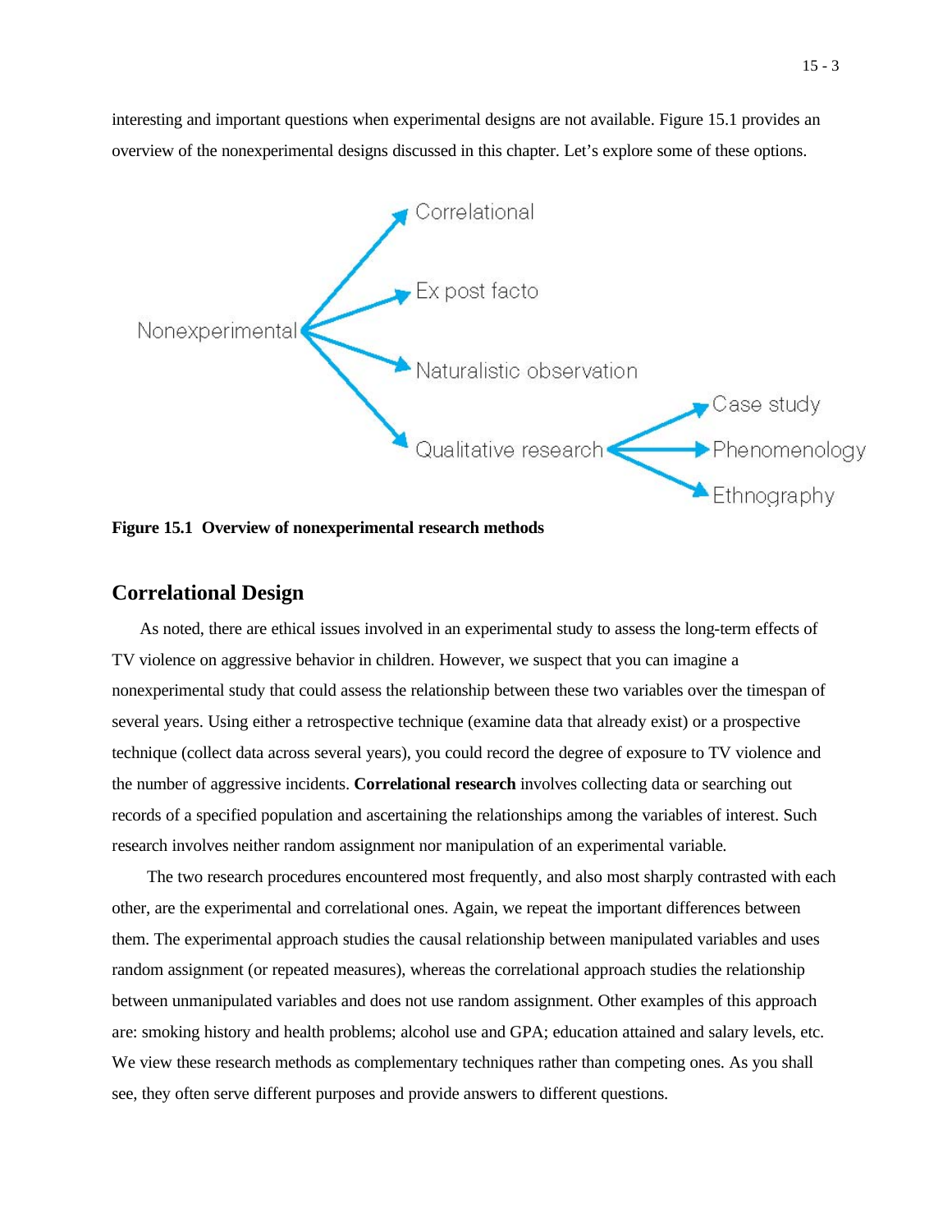interesting and important questions when experimental designs are not available. Figure 15.1 provides an overview of the nonexperimental designs discussed in this chapter. Let's explore some of these options.

**Figure 15.1 Overview of nonexperimental research methods**

## Correlational Design

As noted, there are ethical issues involved in an experimental study to assess the long-term effects of TV violence on aggressive behavior in children. However, we suspect that you can imagine a nonexperimental study that could assess the relationship between these two variables over the timespan of several years. Using either a retrospective technique (examine data that already exist) or a prospective technique (collect data across several years), you could record the degree of exposure to TV violence and the number of aggressive incidents. **Correlational research** involves collecting data or searching out records of a specified population and ascertaining the relationships among the variables of interest. Such research involves neither random assignment nor manipulation of an experimental variable.

The two research procedures encountered most frequently, and also most sharply contrasted with each other, are the experimental and correlational ones. Again, we repeat the important differences between them. The experimental approach studies the causal relationship between manipulated variables and uses random assignment (or repeated measures), whereas the correlational approach studies the relationship between unmanipulated variables and does not use random assignment. Other examples of this approach are: smoking history and health problems; alcohol use and GPA; education attained and salary levels, etc. We view these research methods as complementary techniques rather than competing ones. As you shall see, they often serve different purposes and provide answers to different questions.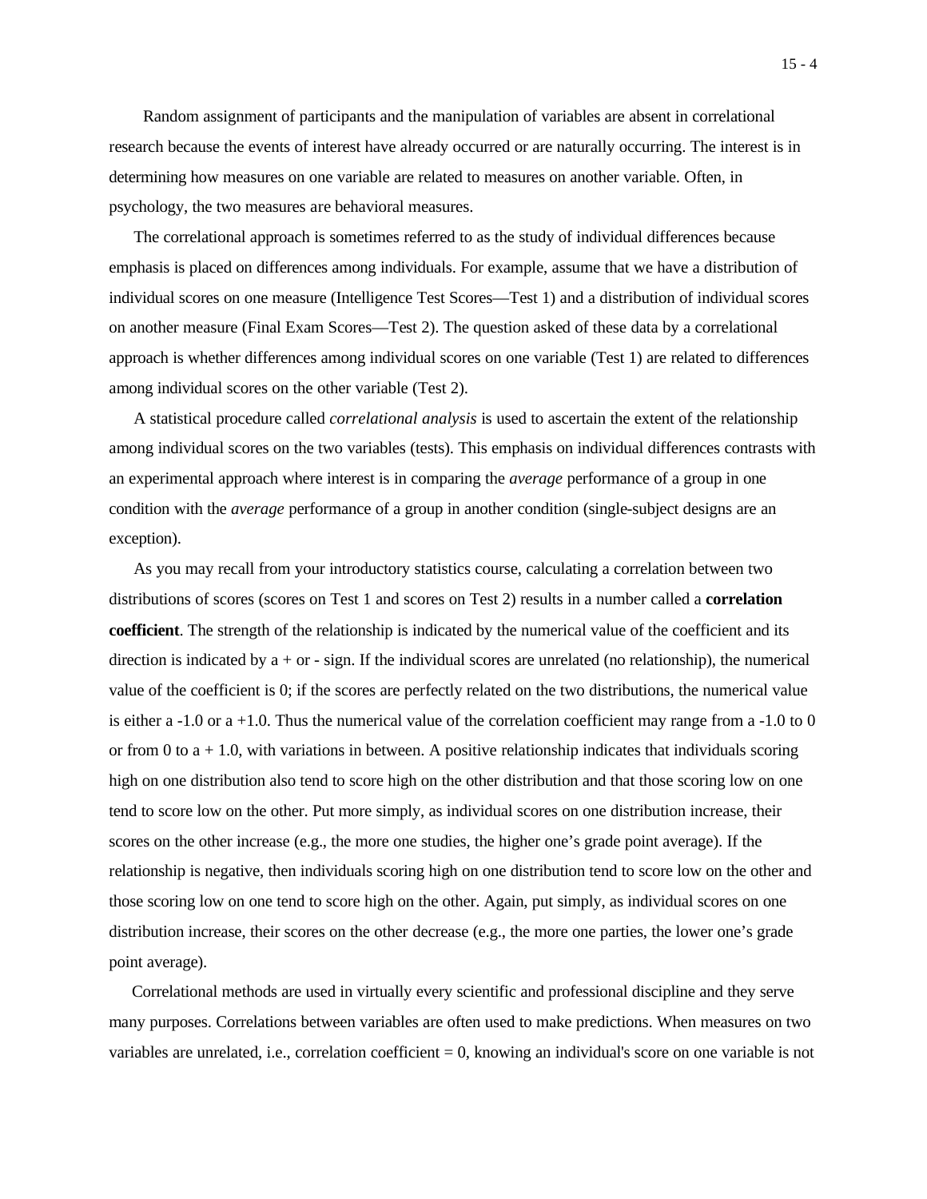Random assignment of participants and the manipulation of variables are absent in correlational research because the events of interest have already occurred or are naturally occurring. The interest is in determining how measures on one variable are related to measures on another variable. Often, in psychology, the two measures are behavioral measures.

The correlational approach is sometimes referred to as the study of individual differences because emphasis is placed on differences among individuals. For example, assume that we have a distribution of individual scores on one measure (Intelligence Test Scores—Test 1) and a distribution of individual scores on another measure (Final Exam Scores—Test 2). The question asked of these data by a correlational approach is whether differences among individual scores on one variable (Test 1) are related to differences among individual scores on the other variable (Test 2).

A statistical procedure called *correlational analysis* is used to ascertain the extent of the relationship among individual scores on the two variables (tests). This emphasis on individual differences contrasts with an experimental approach where interest is in comparing the *average* performance of a group in one condition with the *average* performance of a group in another condition (single-subject designs are an exception).

As you may recall from your introductory statistics course, calculating a correlation between two distributions of scores (scores on Test 1 and scores on Test 2) results in a number called a **correlation coefficient**. The strength of the relationship is indicated by the numerical value of the coefficient and its direction is indicated by a + or - sign. If the individual scores are unrelated (no relationship), the numerical value of the coefficient is 0; if the scores are perfectly related on the two distributions, the numerical value is either a -1.0 or a +1.0. Thus the numerical value of the correlation coefficient may range from a -1.0 to 0 or from 0 to a + 1.0, with variations in between. A positive relationship indicates that individuals scoring high on one distribution also tend to score high on the other distribution and that those scoring low on one tend to score low on the other. Put more simply, as individual scores on one distribution increase, their scores on the other increase (e.g., the more one studies, the higher one's grade point average). If the relationship is negative, then individuals scoring high on one distribution tend to score low on the other and those scoring low on one tend to score high on the other. Again, put simply, as individual scores on one distribution increase, their scores on the other decrease (e.g., the more one parties, the lower one's grade point average).

Correlational methods are used in virtually every scientific and professional discipline and they serve many purposes. Correlations between variables are often used to make predictions. When measures on two variables are unrelated, i.e., correlation coefficient = 0, knowing an individual's score on one variable is not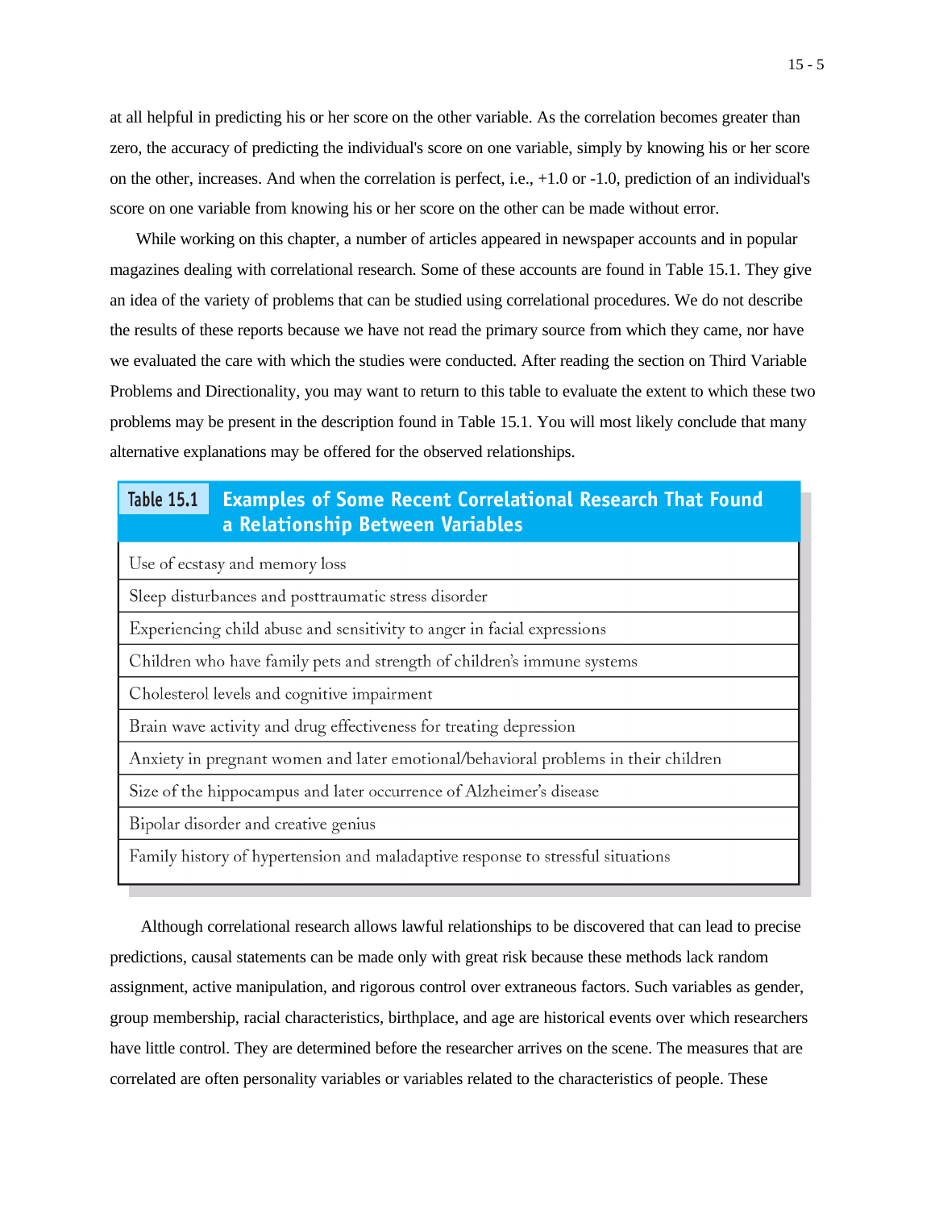at all helpful in predicting his or her score on the other variable. As the correlation becomes greater than zero, the accuracy of predicting the individual's score on one variable, simply by knowing his or her score on the other, increases. And when the correlation is perfect, i.e., +1.0 or -1.0, prediction of an individual's score on one variable from knowing his or her score on the other can be made without error.

While working on this chapter, a number of articles appeared in newspaper accounts and in popular magazines dealing with correlational research. Some of these accounts are found in Table 15.1. They give an idea of the variety of problems that can be studied using correlational procedures. We do not describe the results of these reports because we have not read the primary source from which they came, nor have we evaluated the care with which the studies were conducted. After reading the section on Third Variable Problems and Directionality, you may want to return to this table to evaluate the extent to which these two problems may be present in the description found in Table 15.1. You will most likely conclude that many alternative explanations may be offered for the observed relationships.

| Table 15.1 Examples of Some Recent Correlational Research That Found a Relationship Between Variables |
|---|
| Use of ecstasy and memory loss |
| Sleep disturbances and posttraumatic stress disorder |
| Experiencing child abuse and sensitivity to anger in facial expressions |
| Children who have family pets and strength of children's immune systems |
| Cholesterol levels and cognitive impairment |
| Brain wave activity and drug effectiveness for treating depression |
| Anxiety in pregnant women and later emotional/behavioral problems in their children |
| Size of the hippocampus and later occurrence of Alzheimer's disease |
| Bipolar disorder and creative genius |
| Family history of hypertension and maladaptive response to stressful situations |

Although correlational research allows lawful relationships to be discovered that can lead to precise predictions, causal statements can be made only with great risk because these methods lack random assignment, active manipulation, and rigorous control over extraneous factors. Such variables as gender, group membership, racial characteristics, birthplace, and age are historical events over which researchers have little control. They are determined before the researcher arrives on the scene. The measures that are correlated are often personality variables or variables related to the characteristics of people. These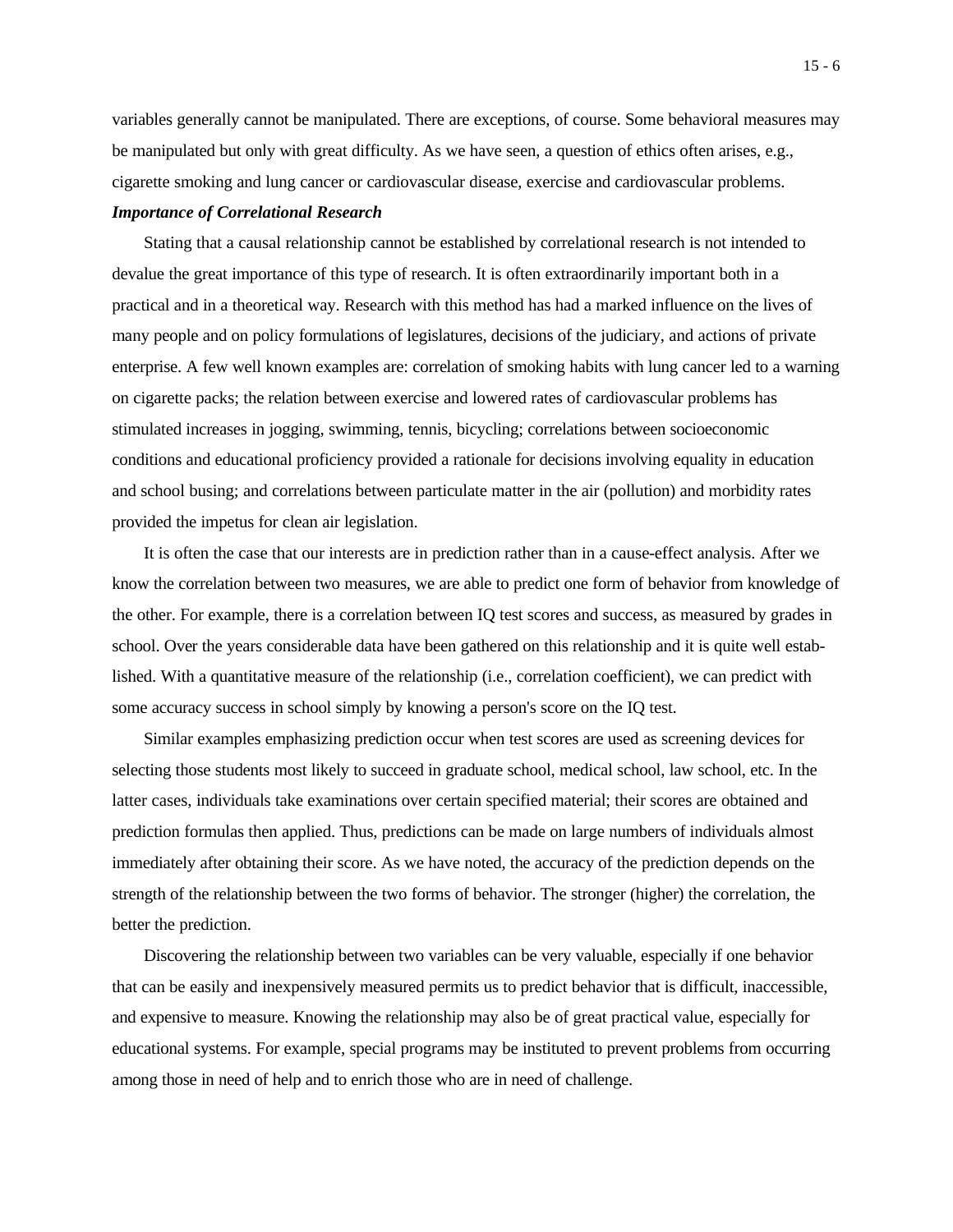variables generally cannot be manipulated. There are exceptions, of course. Some behavioral measures may be manipulated but only with great difficulty. As we have seen, a question of ethics often arises, e.g., cigarette smoking and lung cancer or cardiovascular disease, exercise and cardiovascular problems.

***Importance of Correlational Research***

Stating that a causal relationship cannot be established by correlational research is not intended to devalue the great importance of this type of research. It is often extraordinarily important both in a practical and in a theoretical way. Research with this method has had a marked influence on the lives of many people and on policy formulations of legislatures, decisions of the judiciary, and actions of private enterprise. A few well known examples are: correlation of smoking habits with lung cancer led to a warning on cigarette packs; the relation between exercise and lowered rates of cardiovascular problems has stimulated increases in jogging, swimming, tennis, bicycling; correlations between socioeconomic conditions and educational proficiency provided a rationale for decisions involving equality in education and school busing; and correlations between particulate matter in the air (pollution) and morbidity rates provided the impetus for clean air legislation.

It is often the case that our interests are in prediction rather than in a cause-effect analysis. After we know the correlation between two measures, we are able to predict one form of behavior from knowledge of the other. For example, there is a correlation between IQ test scores and success, as measured by grades in school. Over the years considerable data have been gathered on this relationship and it is quite well established. With a quantitative measure of the relationship (i.e., correlation coefficient), we can predict with some accuracy success in school simply by knowing a person's score on the IQ test.

Similar examples emphasizing prediction occur when test scores are used as screening devices for selecting those students most likely to succeed in graduate school, medical school, law school, etc. In the latter cases, individuals take examinations over certain specified material; their scores are obtained and prediction formulas then applied. Thus, predictions can be made on large numbers of individuals almost immediately after obtaining their score. As we have noted, the accuracy of the prediction depends on the strength of the relationship between the two forms of behavior. The stronger (higher) the correlation, the better the prediction.

Discovering the relationship between two variables can be very valuable, especially if one behavior that can be easily and inexpensively measured permits us to predict behavior that is difficult, inaccessible, and expensive to measure. Knowing the relationship may also be of great practical value, especially for educational systems. For example, special programs may be instituted to prevent problems from occurring among those in need of help and to enrich those who are in need of challenge.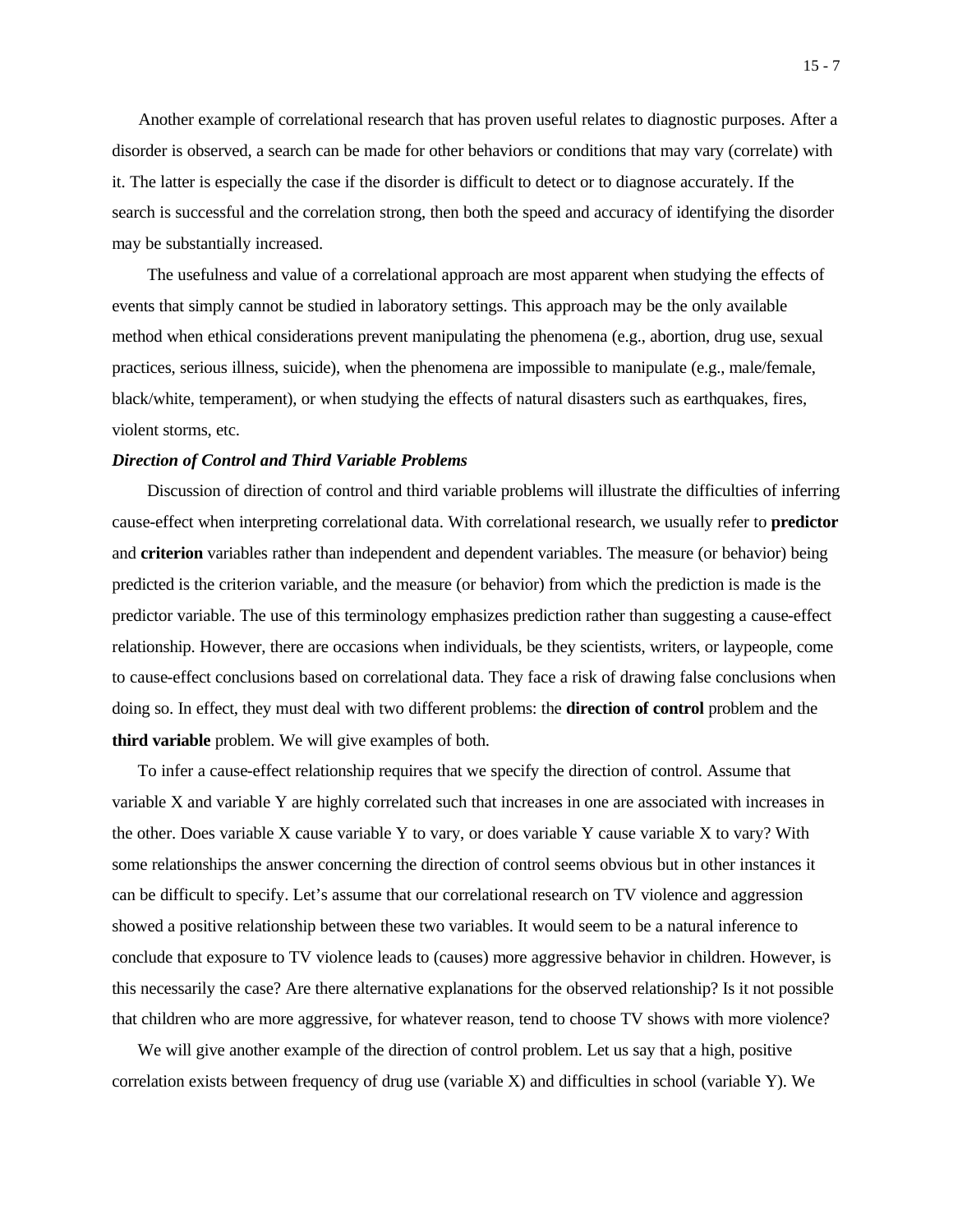Another example of correlational research that has proven useful relates to diagnostic purposes. After a disorder is observed, a search can be made for other behaviors or conditions that may vary (correlate) with it. The latter is especially the case if the disorder is difficult to detect or to diagnose accurately. If the search is successful and the correlation strong, then both the speed and accuracy of identifying the disorder may be substantially increased.

The usefulness and value of a correlational approach are most apparent when studying the effects of events that simply cannot be studied in laboratory settings. This approach may be the only available method when ethical considerations prevent manipulating the phenomena (e.g., abortion, drug use, sexual practices, serious illness, suicide), when the phenomena are impossible to manipulate (e.g., male/female, black/white, temperament), or when studying the effects of natural disasters such as earthquakes, fires, violent storms, etc.

***Direction of Control and Third Variable Problems***

Discussion of direction of control and third variable problems will illustrate the difficulties of inferring cause-effect when interpreting correlational data. With correlational research, we usually refer to **predictor** and **criterion** variables rather than independent and dependent variables. The measure (or behavior) being predicted is the criterion variable, and the measure (or behavior) from which the prediction is made is the predictor variable. The use of this terminology emphasizes prediction rather than suggesting a cause-effect relationship. However, there are occasions when individuals, be they scientists, writers, or laypeople, come to cause-effect conclusions based on correlational data. They face a risk of drawing false conclusions when doing so. In effect, they must deal with two different problems: the **direction of control** problem and the **third variable** problem. We will give examples of both.

To infer a cause-effect relationship requires that we specify the direction of control. Assume that variable X and variable Y are highly correlated such that increases in one are associated with increases in the other. Does variable X cause variable Y to vary, or does variable Y cause variable X to vary? With some relationships the answer concerning the direction of control seems obvious but in other instances it can be difficult to specify. Let's assume that our correlational research on TV violence and aggression showed a positive relationship between these two variables. It would seem to be a natural inference to conclude that exposure to TV violence leads to (causes) more aggressive behavior in children. However, is this necessarily the case? Are there alternative explanations for the observed relationship? Is it not possible that children who are more aggressive, for whatever reason, tend to choose TV shows with more violence?

We will give another example of the direction of control problem. Let us say that a high, positive correlation exists between frequency of drug use (variable X) and difficulties in school (variable Y). We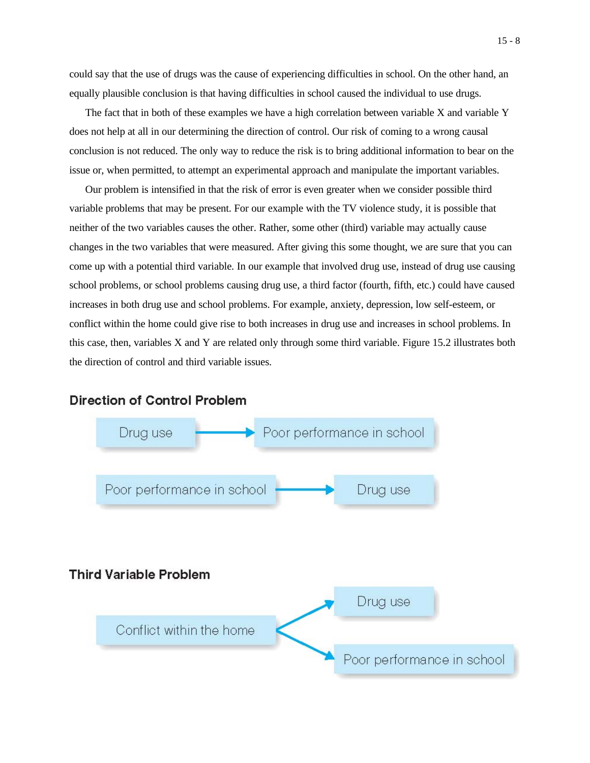could say that the use of drugs was the cause of experiencing difficulties in school. On the other hand, an equally plausible conclusion is that having difficulties in school caused the individual to use drugs.

The fact that in both of these examples we have a high correlation between variable X and variable Y does not help at all in our determining the direction of control. Our risk of coming to a wrong causal conclusion is not reduced. The only way to reduce the risk is to bring additional information to bear on the issue or, when permitted, to attempt an experimental approach and manipulate the important variables.

Our problem is intensified in that the risk of error is even greater when we consider possible third variable problems that may be present. For our example with the TV violence study, it is possible that neither of the two variables causes the other. Rather, some other (third) variable may actually cause changes in the two variables that were measured. After giving this some thought, we are sure that you can come up with a potential third variable. In our example that involved drug use, instead of drug use causing school problems, or school problems causing drug use, a third factor (fourth, fifth, etc.) could have caused increases in both drug use and school problems. For example, anxiety, depression, low self-esteem, or conflict within the home could give rise to both increases in drug use and increases in school problems. In this case, then, variables X and Y are related only through some third variable. Figure 15.2 illustrates both the direction of control and third variable issues.

**Direction of Control Problem**

Drug use → Poor performance in school

Poor performance in school → Drug use

**Third Variable Problem**

Conflict within the home → Drug use

Conflict within the home → Poor performance in school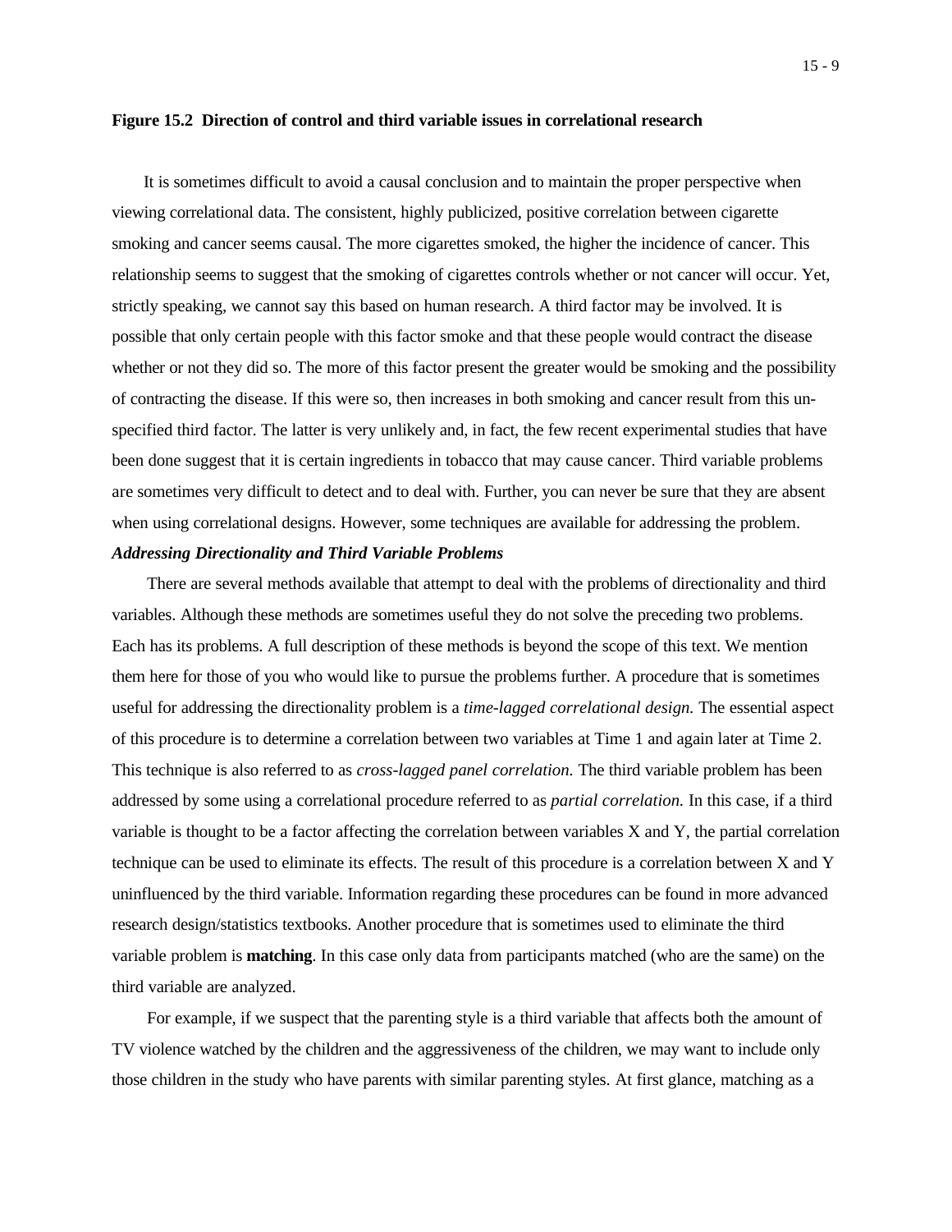**Figure 15.2 Direction of control and third variable issues in correlational research**

It is sometimes difficult to avoid a causal conclusion and to maintain the proper perspective when viewing correlational data. The consistent, highly publicized, positive correlation between cigarette smoking and cancer seems causal. The more cigarettes smoked, the higher the incidence of cancer. This relationship seems to suggest that the smoking of cigarettes controls whether or not cancer will occur. Yet, strictly speaking, we cannot say this based on human research. A third factor may be involved. It is possible that only certain people with this factor smoke and that these people would contract the disease whether or not they did so. The more of this factor present the greater would be smoking and the possibility of contracting the disease. If this were so, then increases in both smoking and cancer result from this un-specified third factor. The latter is very unlikely and, in fact, the few recent experimental studies that have been done suggest that it is certain ingredients in tobacco that may cause cancer. Third variable problems are sometimes very difficult to detect and to deal with. Further, you can never be sure that they are absent when using correlational designs. However, some techniques are available for addressing the problem.

***Addressing Directionality and Third Variable Problems***

There are several methods available that attempt to deal with the problems of directionality and third variables. Although these methods are sometimes useful they do not solve the preceding two problems. Each has its problems. A full description of these methods is beyond the scope of this text. We mention them here for those of you who would like to pursue the problems further. A procedure that is sometimes useful for addressing the directionality problem is a *time-lagged correlational design.* The essential aspect of this procedure is to determine a correlation between two variables at Time 1 and again later at Time 2. This technique is also referred to as *cross-lagged panel correlation.* The third variable problem has been addressed by some using a correlational procedure referred to as *partial correlation.* In this case, if a third variable is thought to be a factor affecting the correlation between variables X and Y, the partial correlation technique can be used to eliminate its effects. The result of this procedure is a correlation between X and Y uninfluenced by the third variable. Information regarding these procedures can be found in more advanced research design/statistics textbooks. Another procedure that is sometimes used to eliminate the third variable problem is **matching**. In this case only data from participants matched (who are the same) on the third variable are analyzed.

For example, if we suspect that the parenting style is a third variable that affects both the amount of TV violence watched by the children and the aggressiveness of the children, we may want to include only those children in the study who have parents with similar parenting styles. At first glance, matching as a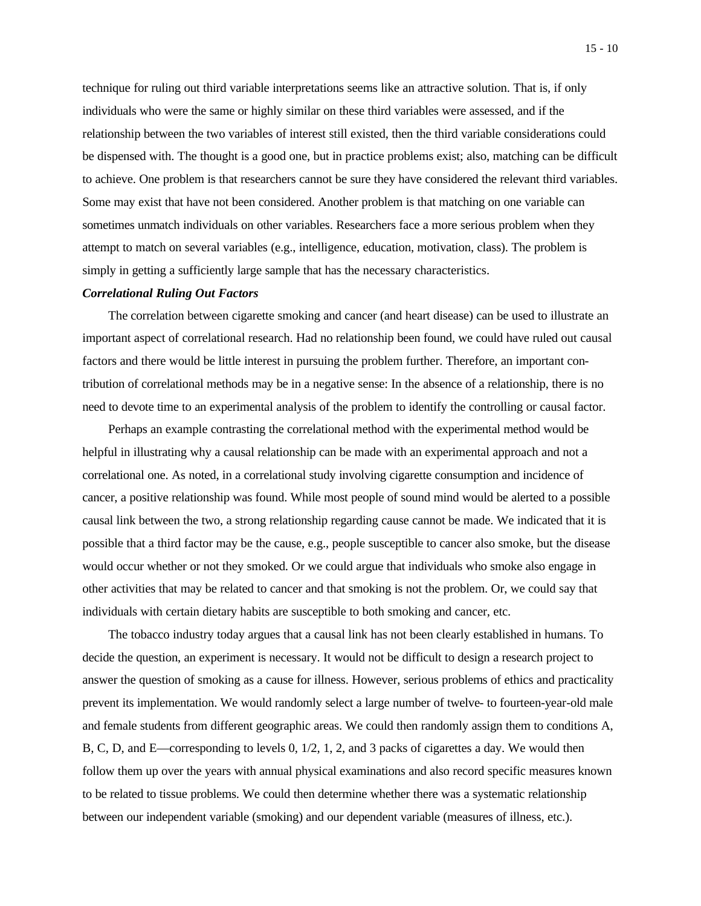technique for ruling out third variable interpretations seems like an attractive solution. That is, if only individuals who were the same or highly similar on these third variables were assessed, and if the relationship between the two variables of interest still existed, then the third variable considerations could be dispensed with. The thought is a good one, but in practice problems exist; also, matching can be difficult to achieve. One problem is that researchers cannot be sure they have considered the relevant third variables. Some may exist that have not been considered. Another problem is that matching on one variable can sometimes unmatch individuals on other variables. Researchers face a more serious problem when they attempt to match on several variables (e.g., intelligence, education, motivation, class). The problem is simply in getting a sufficiently large sample that has the necessary characteristics.

***Correlational Ruling Out Factors***

The correlation between cigarette smoking and cancer (and heart disease) can be used to illustrate an important aspect of correlational research. Had no relationship been found, we could have ruled out causal factors and there would be little interest in pursuing the problem further. Therefore, an important contribution of correlational methods may be in a negative sense: In the absence of a relationship, there is no need to devote time to an experimental analysis of the problem to identify the controlling or causal factor.

Perhaps an example contrasting the correlational method with the experimental method would be helpful in illustrating why a causal relationship can be made with an experimental approach and not a correlational one. As noted, in a correlational study involving cigarette consumption and incidence of cancer, a positive relationship was found. While most people of sound mind would be alerted to a possible causal link between the two, a strong relationship regarding cause cannot be made. We indicated that it is possible that a third factor may be the cause, e.g., people susceptible to cancer also smoke, but the disease would occur whether or not they smoked. Or we could argue that individuals who smoke also engage in other activities that may be related to cancer and that smoking is not the problem. Or, we could say that individuals with certain dietary habits are susceptible to both smoking and cancer, etc.

The tobacco industry today argues that a causal link has not been clearly established in humans. To decide the question, an experiment is necessary. It would not be difficult to design a research project to answer the question of smoking as a cause for illness. However, serious problems of ethics and practicality prevent its implementation. We would randomly select a large number of twelve- to fourteen-year-old male and female students from different geographic areas. We could then randomly assign them to conditions A, B, C, D, and E—corresponding to levels 0, 1/2, 1, 2, and 3 packs of cigarettes a day. We would then follow them up over the years with annual physical examinations and also record specific measures known to be related to tissue problems. We could then determine whether there was a systematic relationship between our independent variable (smoking) and our dependent variable (measures of illness, etc.).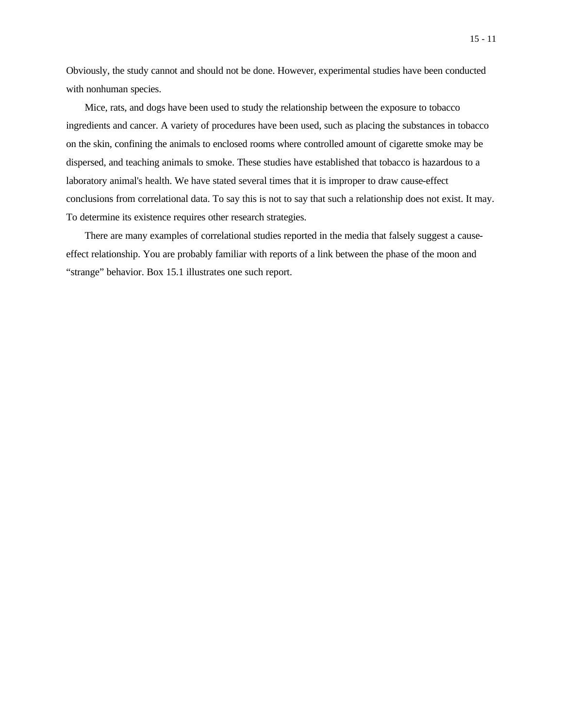Obviously, the study cannot and should not be done. However, experimental studies have been conducted with nonhuman species.

Mice, rats, and dogs have been used to study the relationship between the exposure to tobacco ingredients and cancer. A variety of procedures have been used, such as placing the substances in tobacco on the skin, confining the animals to enclosed rooms where controlled amount of cigarette smoke may be dispersed, and teaching animals to smoke. These studies have established that tobacco is hazardous to a laboratory animal's health. We have stated several times that it is improper to draw cause-effect conclusions from correlational data. To say this is not to say that such a relationship does not exist. It may. To determine its existence requires other research strategies.

There are many examples of correlational studies reported in the media that falsely suggest a cause-effect relationship. You are probably familiar with reports of a link between the phase of the moon and “strange” behavior. Box 15.1 illustrates one such report.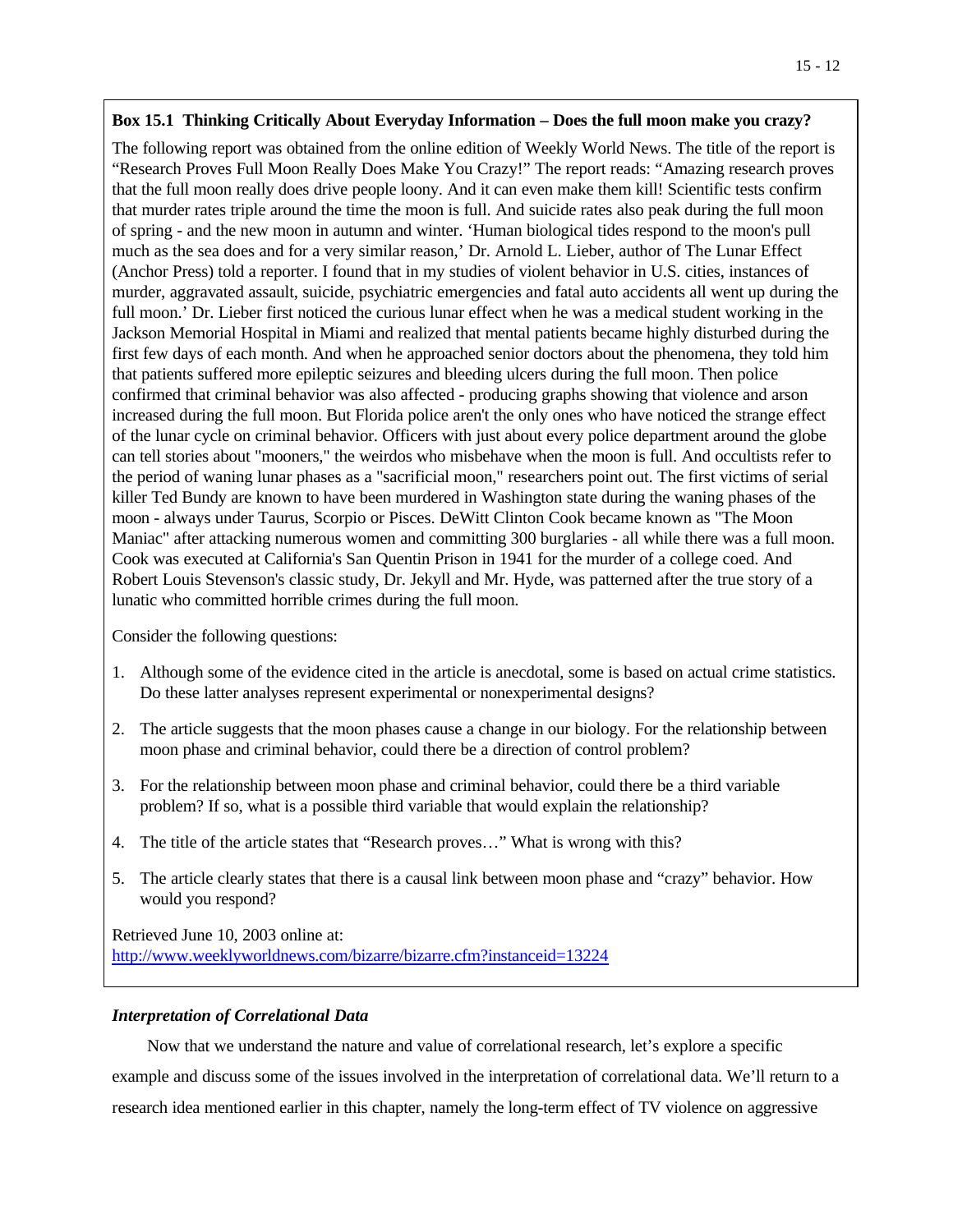**Box 15.1 Thinking Critically About Everyday Information – Does the full moon make you crazy?**

The following report was obtained from the online edition of Weekly World News. The title of the report is "Research Proves Full Moon Really Does Make You Crazy!" The report reads: "Amazing research proves that the full moon really does drive people loony. And it can even make them kill! Scientific tests confirm that murder rates triple around the time the moon is full. And suicide rates also peak during the full moon of spring - and the new moon in autumn and winter. 'Human biological tides respond to the moon's pull much as the sea does and for a very similar reason,' Dr. Arnold L. Lieber, author of The Lunar Effect (Anchor Press) told a reporter. I found that in my studies of violent behavior in U.S. cities, instances of murder, aggravated assault, suicide, psychiatric emergencies and fatal auto accidents all went up during the full moon.' Dr. Lieber first noticed the curious lunar effect when he was a medical student working in the Jackson Memorial Hospital in Miami and realized that mental patients became highly disturbed during the first few days of each month. And when he approached senior doctors about the phenomena, they told him that patients suffered more epileptic seizures and bleeding ulcers during the full moon. Then police confirmed that criminal behavior was also affected - producing graphs showing that violence and arson increased during the full moon. But Florida police aren't the only ones who have noticed the strange effect of the lunar cycle on criminal behavior. Officers with just about every police department around the globe can tell stories about "mooners," the weirdos who misbehave when the moon is full. And occultists refer to the period of waning lunar phases as a "sacrificial moon," researchers point out. The first victims of serial killer Ted Bundy are known to have been murdered in Washington state during the waning phases of the moon - always under Taurus, Scorpio or Pisces. DeWitt Clinton Cook became known as "The Moon Maniac" after attacking numerous women and committing 300 burglaries - all while there was a full moon. Cook was executed at California's San Quentin Prison in 1941 for the murder of a college coed. And Robert Louis Stevenson's classic study, Dr. Jekyll and Mr. Hyde, was patterned after the true story of a lunatic who committed horrible crimes during the full moon.

Consider the following questions:

1. Although some of the evidence cited in the article is anecdotal, some is based on actual crime statistics. Do these latter analyses represent experimental or nonexperimental designs?
2. The article suggests that the moon phases cause a change in our biology. For the relationship between moon phase and criminal behavior, could there be a direction of control problem?
3. For the relationship between moon phase and criminal behavior, could there be a third variable problem? If so, what is a possible third variable that would explain the relationship?
4. The title of the article states that "Research proves…" What is wrong with this?
5. The article clearly states that there is a causal link between moon phase and "crazy" behavior. How would you respond?

Retrieved June 10, 2003 online at:
http://www.weeklyworldnews.com/bizarre/bizarre.cfm?instanceid=13224

### *Interpretation of Correlational Data*

Now that we understand the nature and value of correlational research, let's explore a specific example and discuss some of the issues involved in the interpretation of correlational data. We'll return to a research idea mentioned earlier in this chapter, namely the long-term effect of TV violence on aggressive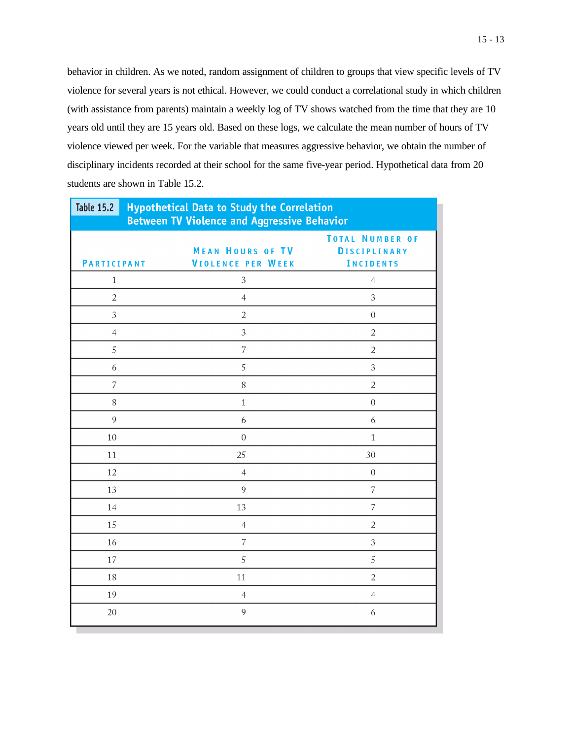behavior in children. As we noted, random assignment of children to groups that view specific levels of TV violence for several years is not ethical. However, we could conduct a correlational study in which children (with assistance from parents) maintain a weekly log of TV shows watched from the time that they are 10 years old until they are 15 years old. Based on these logs, we calculate the mean number of hours of TV violence viewed per week. For the variable that measures aggressive behavior, we obtain the number of disciplinary incidents recorded at their school for the same five-year period. Hypothetical data from 20 students are shown in Table 15.2.

**Table 15.2 Hypothetical Data to Study the Correlation Between TV Violence and Aggressive Behavior**

| Participant | Mean Hours of TV Violence per Week | Total Number of Disciplinary Incidents |
|---|---|---|
| 1 | 3 | 4 |
| 2 | 4 | 3 |
| 3 | 2 | 0 |
| 4 | 3 | 2 |
| 5 | 7 | 2 |
| 6 | 5 | 3 |
| 7 | 8 | 2 |
| 8 | 1 | 0 |
| 9 | 6 | 6 |
| 10 | 0 | 1 |
| 11 | 25 | 30 |
| 12 | 4 | 0 |
| 13 | 9 | 7 |
| 14 | 13 | 7 |
| 15 | 4 | 2 |
| 16 | 7 | 3 |
| 17 | 5 | 5 |
| 18 | 11 | 2 |
| 19 | 4 | 4 |
| 20 | 9 | 6 |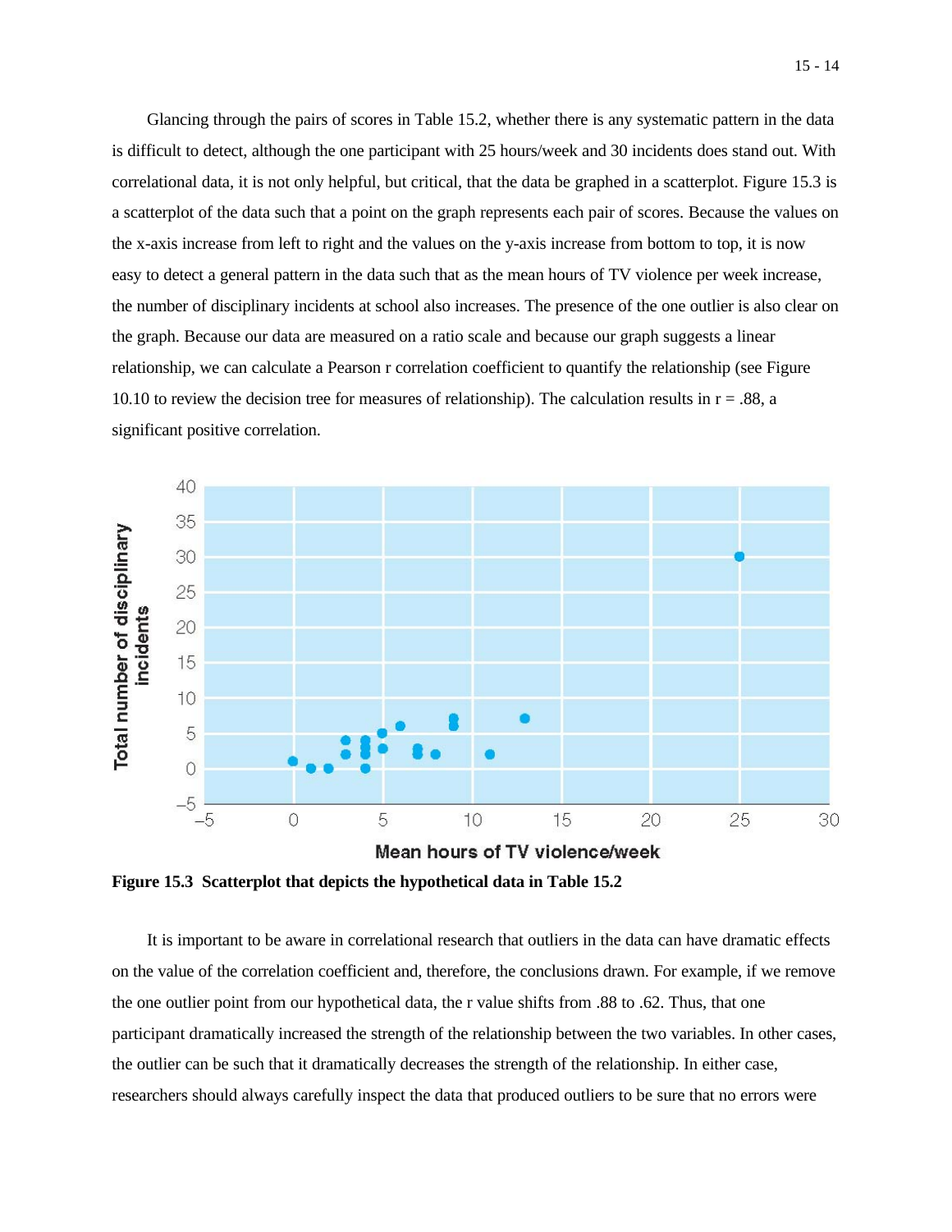Glancing through the pairs of scores in Table 15.2, whether there is any systematic pattern in the data is difficult to detect, although the one participant with 25 hours/week and 30 incidents does stand out. With correlational data, it is not only helpful, but critical, that the data be graphed in a scatterplot. Figure 15.3 is a scatterplot of the data such that a point on the graph represents each pair of scores. Because the values on the x-axis increase from left to right and the values on the y-axis increase from bottom to top, it is now easy to detect a general pattern in the data such that as the mean hours of TV violence per week increase, the number of disciplinary incidents at school also increases. The presence of the one outlier is also clear on the graph. Because our data are measured on a ratio scale and because our graph suggests a linear relationship, we can calculate a Pearson r correlation coefficient to quantify the relationship (see Figure 10.10 to review the decision tree for measures of relationship). The calculation results in r = .88, a significant positive correlation.

**Figure 15.3 Scatterplot that depicts the hypothetical data in Table 15.2**

It is important to be aware in correlational research that outliers in the data can have dramatic effects on the value of the correlation coefficient and, therefore, the conclusions drawn. For example, if we remove the one outlier point from our hypothetical data, the r value shifts from .88 to .62. Thus, that one participant dramatically increased the strength of the relationship between the two variables. In other cases, the outlier can be such that it dramatically decreases the strength of the relationship. In either case, researchers should always carefully inspect the data that produced outliers to be sure that no errors were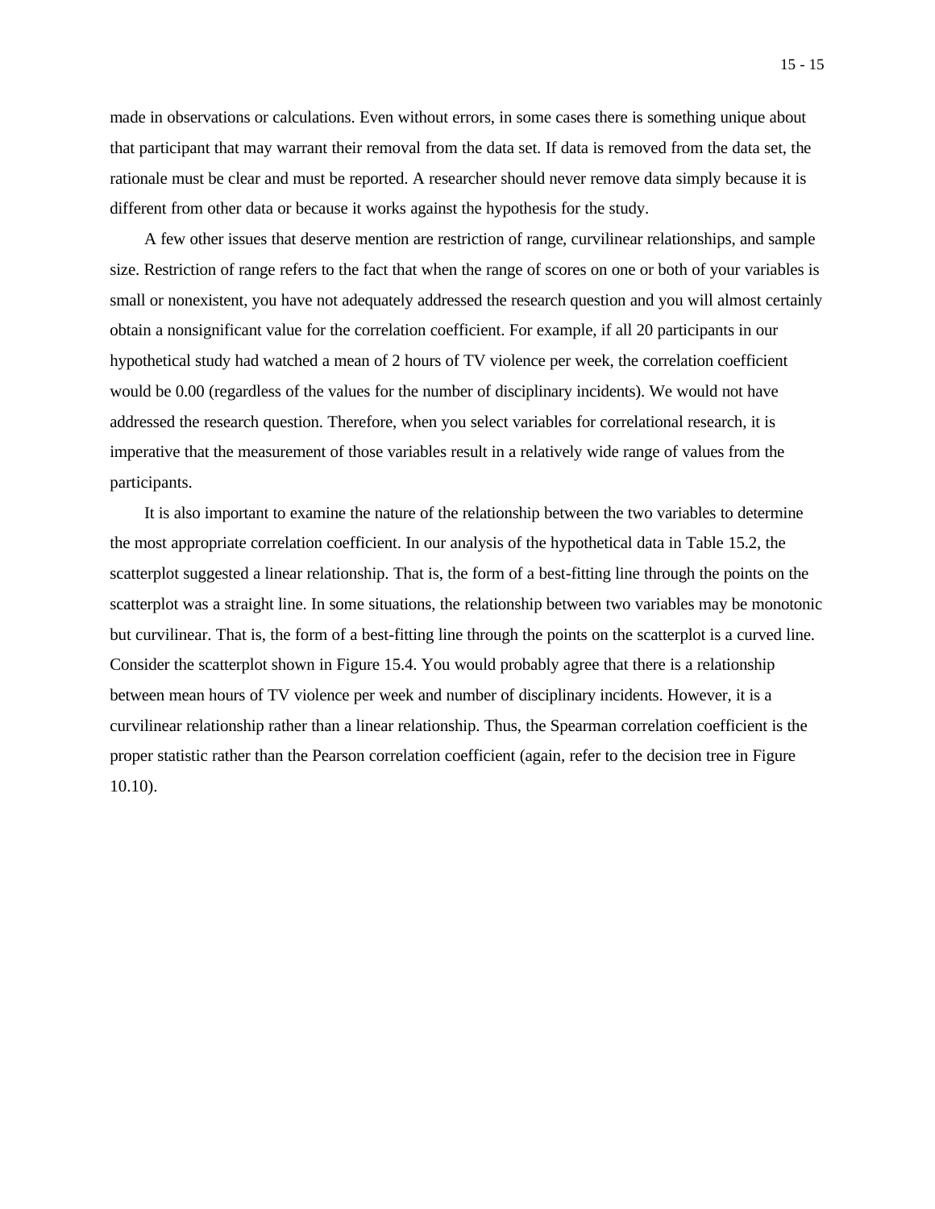made in observations or calculations. Even without errors, in some cases there is something unique about that participant that may warrant their removal from the data set. If data is removed from the data set, the rationale must be clear and must be reported. A researcher should never remove data simply because it is different from other data or because it works against the hypothesis for the study.

A few other issues that deserve mention are restriction of range, curvilinear relationships, and sample size. Restriction of range refers to the fact that when the range of scores on one or both of your variables is small or nonexistent, you have not adequately addressed the research question and you will almost certainly obtain a nonsignificant value for the correlation coefficient. For example, if all 20 participants in our hypothetical study had watched a mean of 2 hours of TV violence per week, the correlation coefficient would be 0.00 (regardless of the values for the number of disciplinary incidents). We would not have addressed the research question. Therefore, when you select variables for correlational research, it is imperative that the measurement of those variables result in a relatively wide range of values from the participants.

It is also important to examine the nature of the relationship between the two variables to determine the most appropriate correlation coefficient. In our analysis of the hypothetical data in Table 15.2, the scatterplot suggested a linear relationship. That is, the form of a best-fitting line through the points on the scatterplot was a straight line. In some situations, the relationship between two variables may be monotonic but curvilinear. That is, the form of a best-fitting line through the points on the scatterplot is a curved line. Consider the scatterplot shown in Figure 15.4. You would probably agree that there is a relationship between mean hours of TV violence per week and number of disciplinary incidents. However, it is a curvilinear relationship rather than a linear relationship. Thus, the Spearman correlation coefficient is the proper statistic rather than the Pearson correlation coefficient (again, refer to the decision tree in Figure 10.10).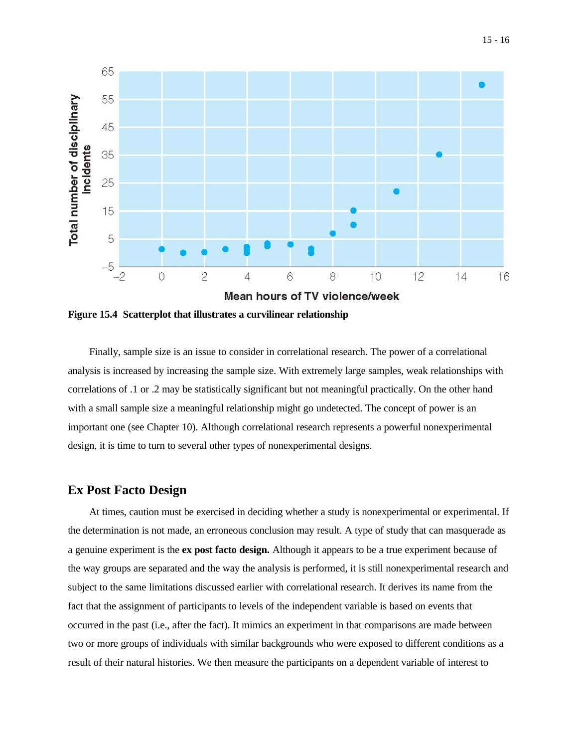**Figure 15.4 Scatterplot that illustrates a curvilinear relationship**

Finally, sample size is an issue to consider in correlational research. The power of a correlational analysis is increased by increasing the sample size. With extremely large samples, weak relationships with correlations of .1 or .2 may be statistically significant but not meaningful practically. On the other hand with a small sample size a meaningful relationship might go undetected. The concept of power is an important one (see Chapter 10). Although correlational research represents a powerful nonexperimental design, it is time to turn to several other types of nonexperimental designs.

## Ex Post Facto Design

At times, caution must be exercised in deciding whether a study is nonexperimental or experimental. If the determination is not made, an erroneous conclusion may result. A type of study that can masquerade as a genuine experiment is the **ex post facto design.** Although it appears to be a true experiment because of the way groups are separated and the way the analysis is performed, it is still nonexperimental research and subject to the same limitations discussed earlier with correlational research. It derives its name from the fact that the assignment of participants to levels of the independent variable is based on events that occurred in the past (i.e., after the fact). It mimics an experiment in that comparisons are made between two or more groups of individuals with similar backgrounds who were exposed to different conditions as a result of their natural histories. We then measure the participants on a dependent variable of interest to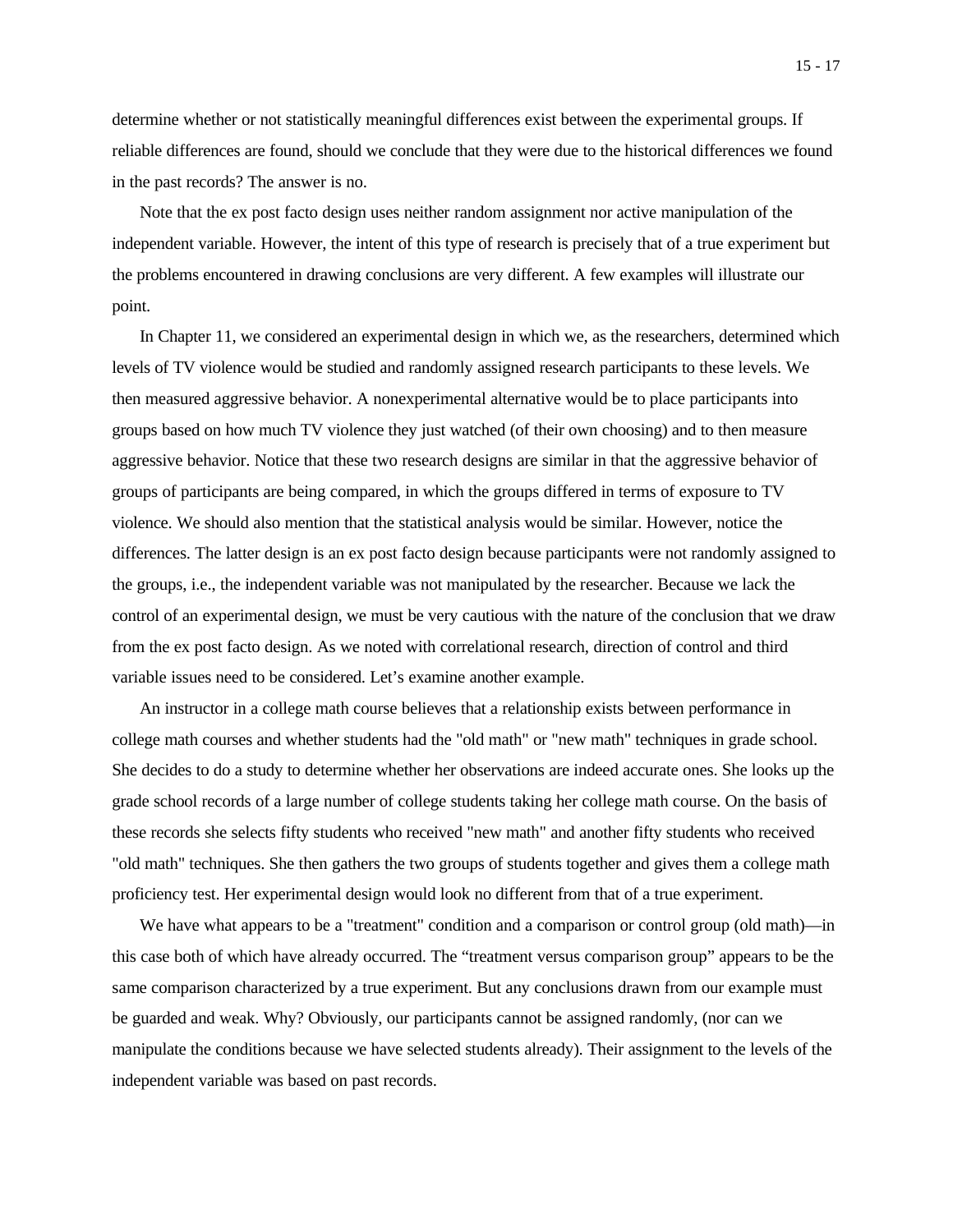determine whether or not statistically meaningful differences exist between the experimental groups. If reliable differences are found, should we conclude that they were due to the historical differences we found in the past records? The answer is no.

Note that the ex post facto design uses neither random assignment nor active manipulation of the independent variable. However, the intent of this type of research is precisely that of a true experiment but the problems encountered in drawing conclusions are very different. A few examples will illustrate our point.

In Chapter 11, we considered an experimental design in which we, as the researchers, determined which levels of TV violence would be studied and randomly assigned research participants to these levels. We then measured aggressive behavior. A nonexperimental alternative would be to place participants into groups based on how much TV violence they just watched (of their own choosing) and to then measure aggressive behavior. Notice that these two research designs are similar in that the aggressive behavior of groups of participants are being compared, in which the groups differed in terms of exposure to TV violence. We should also mention that the statistical analysis would be similar. However, notice the differences. The latter design is an ex post facto design because participants were not randomly assigned to the groups, i.e., the independent variable was not manipulated by the researcher. Because we lack the control of an experimental design, we must be very cautious with the nature of the conclusion that we draw from the ex post facto design. As we noted with correlational research, direction of control and third variable issues need to be considered. Let's examine another example.

An instructor in a college math course believes that a relationship exists between performance in college math courses and whether students had the "old math" or "new math" techniques in grade school. She decides to do a study to determine whether her observations are indeed accurate ones. She looks up the grade school records of a large number of college students taking her college math course. On the basis of these records she selects fifty students who received "new math" and another fifty students who received "old math" techniques. She then gathers the two groups of students together and gives them a college math proficiency test. Her experimental design would look no different from that of a true experiment.

We have what appears to be a "treatment" condition and a comparison or control group (old math)—in this case both of which have already occurred. The "treatment versus comparison group" appears to be the same comparison characterized by a true experiment. But any conclusions drawn from our example must be guarded and weak. Why? Obviously, our participants cannot be assigned randomly, (nor can we manipulate the conditions because we have selected students already). Their assignment to the levels of the independent variable was based on past records.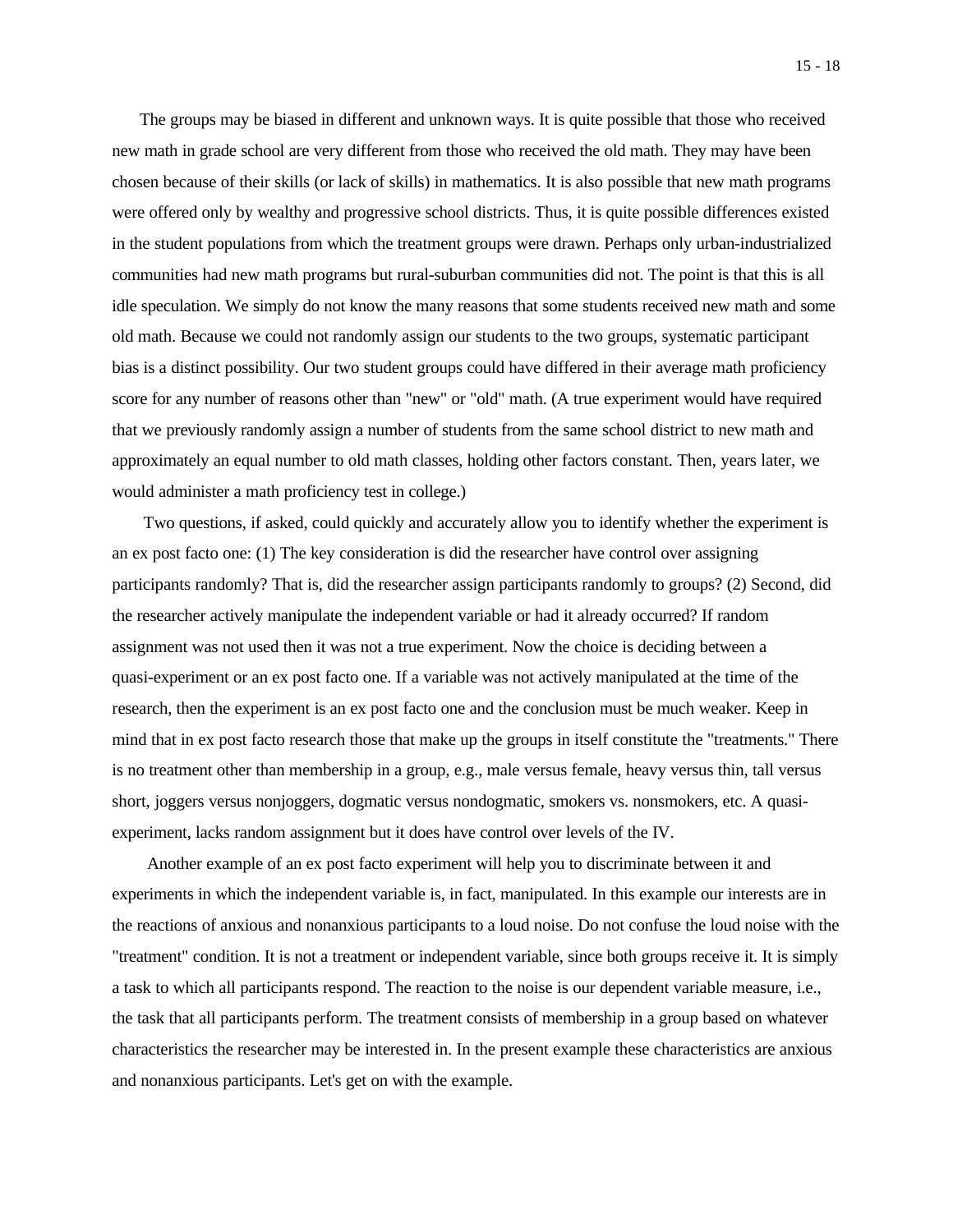The groups may be biased in different and unknown ways. It is quite possible that those who received new math in grade school are very different from those who received the old math. They may have been chosen because of their skills (or lack of skills) in mathematics. It is also possible that new math programs were offered only by wealthy and progressive school districts. Thus, it is quite possible differences existed in the student populations from which the treatment groups were drawn. Perhaps only urban-industrialized communities had new math programs but rural-suburban communities did not. The point is that this is all idle speculation. We simply do not know the many reasons that some students received new math and some old math. Because we could not randomly assign our students to the two groups, systematic participant bias is a distinct possibility. Our two student groups could have differed in their average math proficiency score for any number of reasons other than "new" or "old" math. (A true experiment would have required that we previously randomly assign a number of students from the same school district to new math and approximately an equal number to old math classes, holding other factors constant. Then, years later, we would administer a math proficiency test in college.)

Two questions, if asked, could quickly and accurately allow you to identify whether the experiment is an ex post facto one: (1) The key consideration is did the researcher have control over assigning participants randomly? That is, did the researcher assign participants randomly to groups? (2) Second, did the researcher actively manipulate the independent variable or had it already occurred? If random assignment was not used then it was not a true experiment. Now the choice is deciding between a quasi-experiment or an ex post facto one. If a variable was not actively manipulated at the time of the research, then the experiment is an ex post facto one and the conclusion must be much weaker. Keep in mind that in ex post facto research those that make up the groups in itself constitute the "treatments." There is no treatment other than membership in a group, e.g., male versus female, heavy versus thin, tall versus short, joggers versus nonjoggers, dogmatic versus nondogmatic, smokers vs. nonsmokers, etc. A quasi-experiment, lacks random assignment but it does have control over levels of the IV.

Another example of an ex post facto experiment will help you to discriminate between it and experiments in which the independent variable is, in fact, manipulated. In this example our interests are in the reactions of anxious and nonanxious participants to a loud noise. Do not confuse the loud noise with the "treatment" condition. It is not a treatment or independent variable, since both groups receive it. It is simply a task to which all participants respond. The reaction to the noise is our dependent variable measure, i.e., the task that all participants perform. The treatment consists of membership in a group based on whatever characteristics the researcher may be interested in. In the present example these characteristics are anxious and nonanxious participants. Let's get on with the example.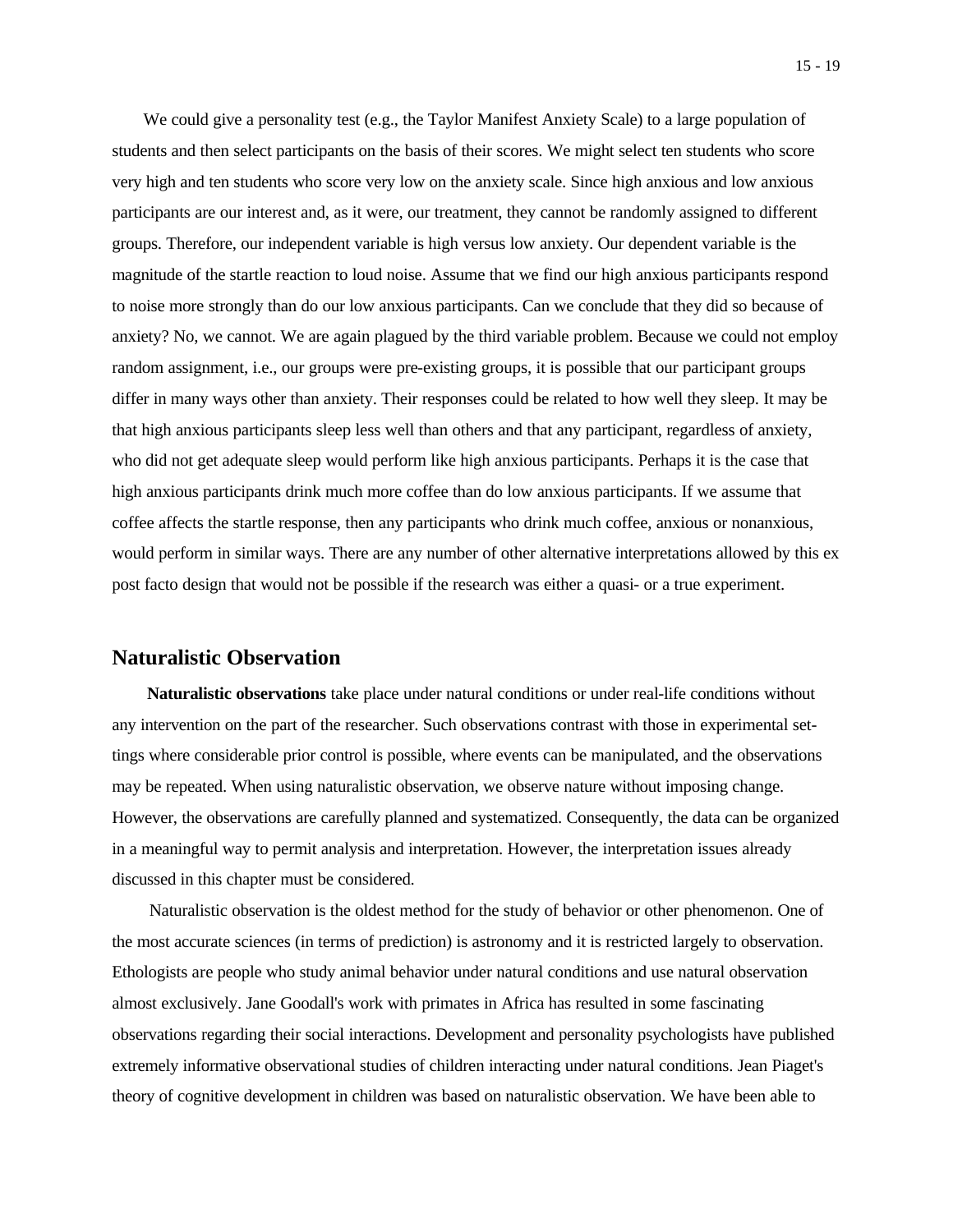We could give a personality test (e.g., the Taylor Manifest Anxiety Scale) to a large population of students and then select participants on the basis of their scores. We might select ten students who score very high and ten students who score very low on the anxiety scale. Since high anxious and low anxious participants are our interest and, as it were, our treatment, they cannot be randomly assigned to different groups. Therefore, our independent variable is high versus low anxiety. Our dependent variable is the magnitude of the startle reaction to loud noise. Assume that we find our high anxious participants respond to noise more strongly than do our low anxious participants. Can we conclude that they did so because of anxiety? No, we cannot. We are again plagued by the third variable problem. Because we could not employ random assignment, i.e., our groups were pre-existing groups, it is possible that our participant groups differ in many ways other than anxiety. Their responses could be related to how well they sleep. It may be that high anxious participants sleep less well than others and that any participant, regardless of anxiety, who did not get adequate sleep would perform like high anxious participants. Perhaps it is the case that high anxious participants drink much more coffee than do low anxious participants. If we assume that coffee affects the startle response, then any participants who drink much coffee, anxious or nonanxious, would perform in similar ways. There are any number of other alternative interpretations allowed by this ex post facto design that would not be possible if the research was either a quasi- or a true experiment.

## Naturalistic Observation

**Naturalistic observations** take place under natural conditions or under real-life conditions without any intervention on the part of the researcher. Such observations contrast with those in experimental settings where considerable prior control is possible, where events can be manipulated, and the observations may be repeated. When using naturalistic observation, we observe nature without imposing change. However, the observations are carefully planned and systematized. Consequently, the data can be organized in a meaningful way to permit analysis and interpretation. However, the interpretation issues already discussed in this chapter must be considered.

Naturalistic observation is the oldest method for the study of behavior or other phenomenon. One of the most accurate sciences (in terms of prediction) is astronomy and it is restricted largely to observation. Ethologists are people who study animal behavior under natural conditions and use natural observation almost exclusively. Jane Goodall's work with primates in Africa has resulted in some fascinating observations regarding their social interactions. Development and personality psychologists have published extremely informative observational studies of children interacting under natural conditions. Jean Piaget's theory of cognitive development in children was based on naturalistic observation. We have been able to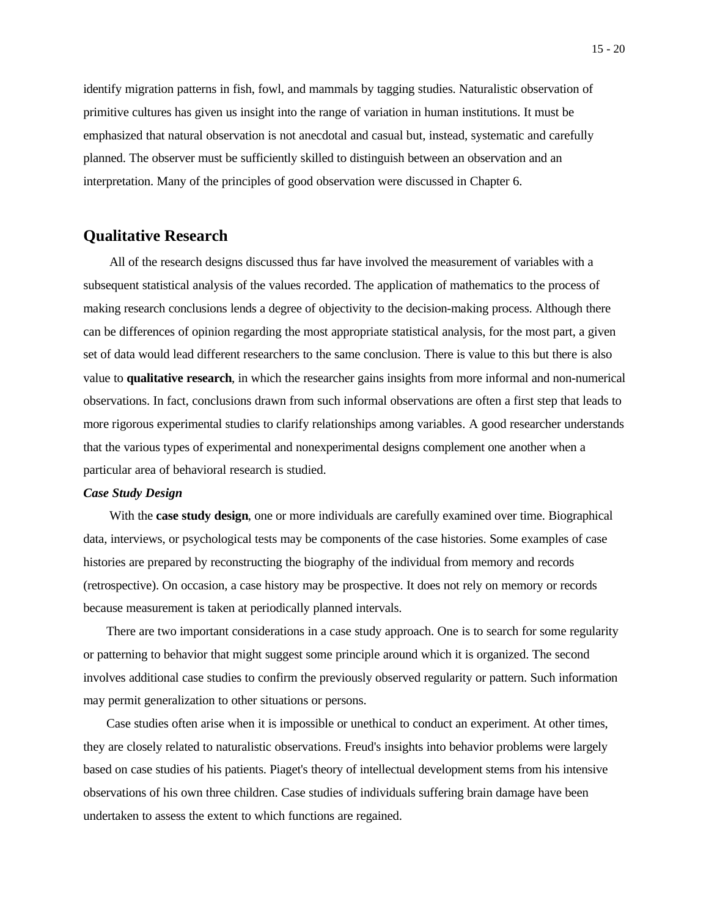identify migration patterns in fish, fowl, and mammals by tagging studies. Naturalistic observation of primitive cultures has given us insight into the range of variation in human institutions. It must be emphasized that natural observation is not anecdotal and casual but, instead, systematic and carefully planned. The observer must be sufficiently skilled to distinguish between an observation and an interpretation. Many of the principles of good observation were discussed in Chapter 6.

## Qualitative Research

All of the research designs discussed thus far have involved the measurement of variables with a subsequent statistical analysis of the values recorded. The application of mathematics to the process of making research conclusions lends a degree of objectivity to the decision-making process. Although there can be differences of opinion regarding the most appropriate statistical analysis, for the most part, a given set of data would lead different researchers to the same conclusion. There is value to this but there is also value to **qualitative research**, in which the researcher gains insights from more informal and non-numerical observations. In fact, conclusions drawn from such informal observations are often a first step that leads to more rigorous experimental studies to clarify relationships among variables. A good researcher understands that the various types of experimental and nonexperimental designs complement one another when a particular area of behavioral research is studied.

### *Case Study Design*

With the **case study design**, one or more individuals are carefully examined over time. Biographical data, interviews, or psychological tests may be components of the case histories. Some examples of case histories are prepared by reconstructing the biography of the individual from memory and records (retrospective). On occasion, a case history may be prospective. It does not rely on memory or records because measurement is taken at periodically planned intervals.

There are two important considerations in a case study approach. One is to search for some regularity or patterning to behavior that might suggest some principle around which it is organized. The second involves additional case studies to confirm the previously observed regularity or pattern. Such information may permit generalization to other situations or persons.

Case studies often arise when it is impossible or unethical to conduct an experiment. At other times, they are closely related to naturalistic observations. Freud's insights into behavior problems were largely based on case studies of his patients. Piaget's theory of intellectual development stems from his intensive observations of his own three children. Case studies of individuals suffering brain damage have been undertaken to assess the extent to which functions are regained.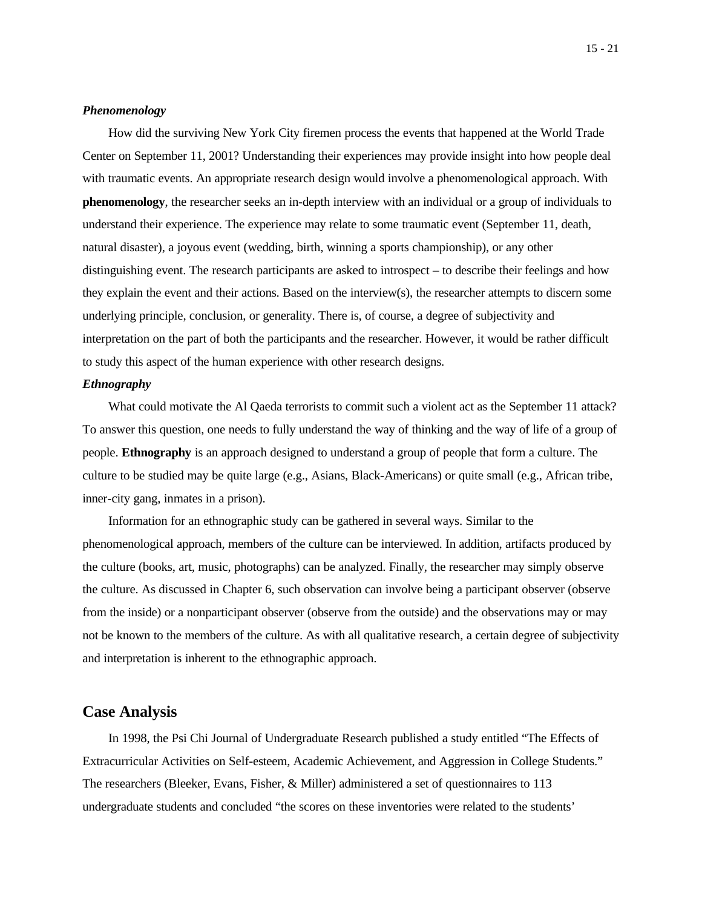### *Phenomenology*

How did the surviving New York City firemen process the events that happened at the World Trade Center on September 11, 2001? Understanding their experiences may provide insight into how people deal with traumatic events. An appropriate research design would involve a phenomenological approach. With **phenomenology**, the researcher seeks an in-depth interview with an individual or a group of individuals to understand their experience. The experience may relate to some traumatic event (September 11, death, natural disaster), a joyous event (wedding, birth, winning a sports championship), or any other distinguishing event. The research participants are asked to introspect – to describe their feelings and how they explain the event and their actions. Based on the interview(s), the researcher attempts to discern some underlying principle, conclusion, or generality. There is, of course, a degree of subjectivity and interpretation on the part of both the participants and the researcher. However, it would be rather difficult to study this aspect of the human experience with other research designs.

### *Ethnography*

What could motivate the Al Qaeda terrorists to commit such a violent act as the September 11 attack? To answer this question, one needs to fully understand the way of thinking and the way of life of a group of people. **Ethnography** is an approach designed to understand a group of people that form a culture. The culture to be studied may be quite large (e.g., Asians, Black-Americans) or quite small (e.g., African tribe, inner-city gang, inmates in a prison).

Information for an ethnographic study can be gathered in several ways. Similar to the phenomenological approach, members of the culture can be interviewed. In addition, artifacts produced by the culture (books, art, music, photographs) can be analyzed. Finally, the researcher may simply observe the culture. As discussed in Chapter 6, such observation can involve being a participant observer (observe from the inside) or a nonparticipant observer (observe from the outside) and the observations may or may not be known to the members of the culture. As with all qualitative research, a certain degree of subjectivity and interpretation is inherent to the ethnographic approach.

## Case Analysis

In 1998, the Psi Chi Journal of Undergraduate Research published a study entitled "The Effects of Extracurricular Activities on Self-esteem, Academic Achievement, and Aggression in College Students." The researchers (Bleeker, Evans, Fisher, & Miller) administered a set of questionnaires to 113 undergraduate students and concluded "the scores on these inventories were related to the students'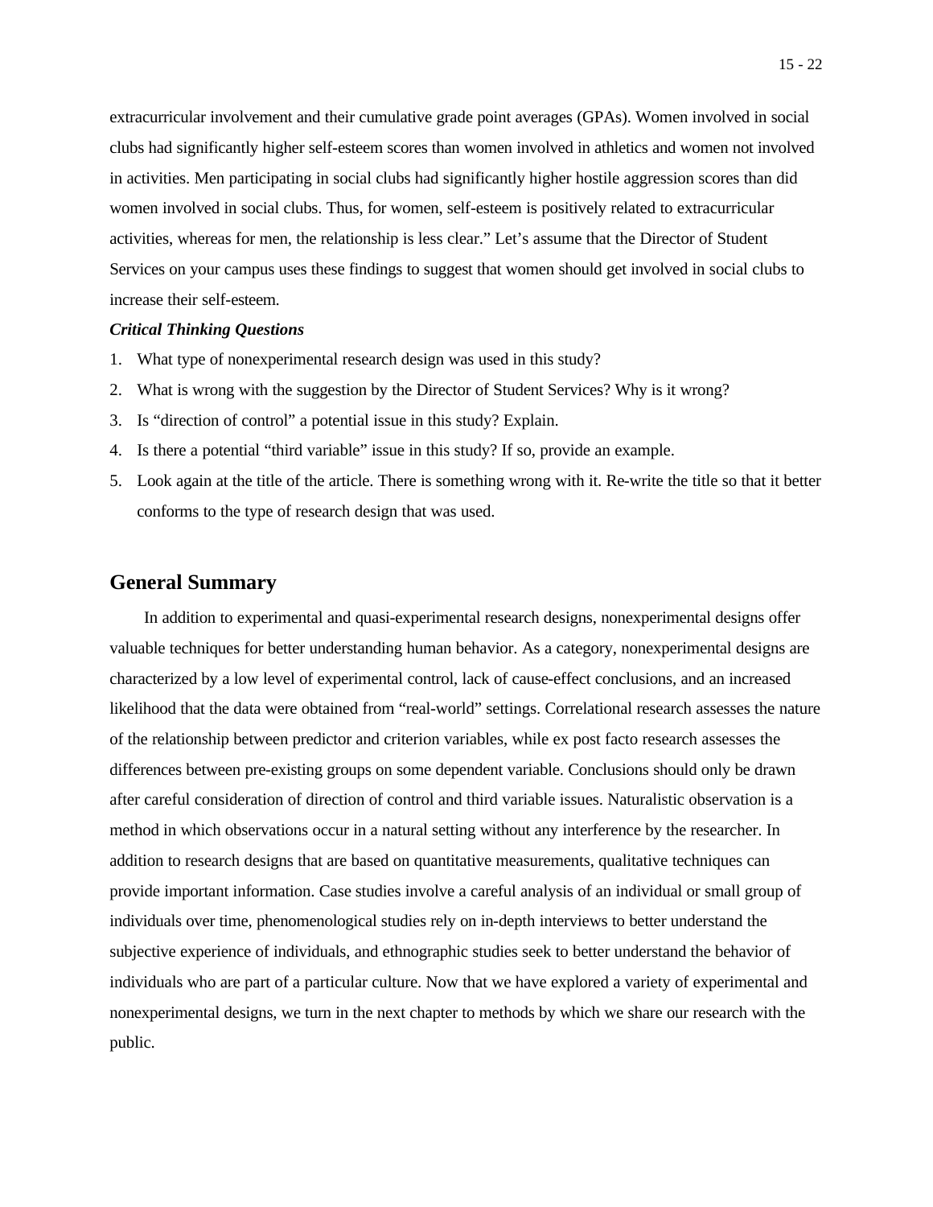extracurricular involvement and their cumulative grade point averages (GPAs). Women involved in social clubs had significantly higher self-esteem scores than women involved in athletics and women not involved in activities. Men participating in social clubs had significantly higher hostile aggression scores than did women involved in social clubs. Thus, for women, self-esteem is positively related to extracurricular activities, whereas for men, the relationship is less clear." Let's assume that the Director of Student Services on your campus uses these findings to suggest that women should get involved in social clubs to increase their self-esteem.

***Critical Thinking Questions***

1. What type of nonexperimental research design was used in this study?
2. What is wrong with the suggestion by the Director of Student Services? Why is it wrong?
3. Is "direction of control" a potential issue in this study? Explain.
4. Is there a potential "third variable" issue in this study? If so, provide an example.
5. Look again at the title of the article. There is something wrong with it. Re-write the title so that it better conforms to the type of research design that was used.

## General Summary

In addition to experimental and quasi-experimental research designs, nonexperimental designs offer valuable techniques for better understanding human behavior. As a category, nonexperimental designs are characterized by a low level of experimental control, lack of cause-effect conclusions, and an increased likelihood that the data were obtained from "real-world" settings. Correlational research assesses the nature of the relationship between predictor and criterion variables, while ex post facto research assesses the differences between pre-existing groups on some dependent variable. Conclusions should only be drawn after careful consideration of direction of control and third variable issues. Naturalistic observation is a method in which observations occur in a natural setting without any interference by the researcher. In addition to research designs that are based on quantitative measurements, qualitative techniques can provide important information. Case studies involve a careful analysis of an individual or small group of individuals over time, phenomenological studies rely on in-depth interviews to better understand the subjective experience of individuals, and ethnographic studies seek to better understand the behavior of individuals who are part of a particular culture. Now that we have explored a variety of experimental and nonexperimental designs, we turn in the next chapter to methods by which we share our research with the public.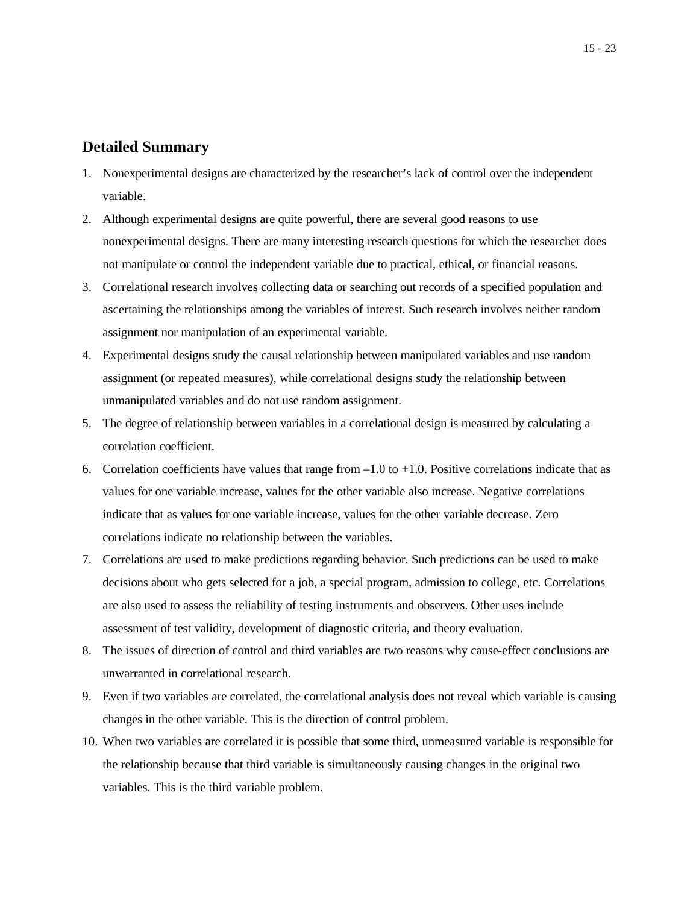## Detailed Summary

1. Nonexperimental designs are characterized by the researcher's lack of control over the independent variable.
2. Although experimental designs are quite powerful, there are several good reasons to use nonexperimental designs. There are many interesting research questions for which the researcher does not manipulate or control the independent variable due to practical, ethical, or financial reasons.
3. Correlational research involves collecting data or searching out records of a specified population and ascertaining the relationships among the variables of interest. Such research involves neither random assignment nor manipulation of an experimental variable.
4. Experimental designs study the causal relationship between manipulated variables and use random assignment (or repeated measures), while correlational designs study the relationship between unmanipulated variables and do not use random assignment.
5. The degree of relationship between variables in a correlational design is measured by calculating a correlation coefficient.
6. Correlation coefficients have values that range from –1.0 to +1.0. Positive correlations indicate that as values for one variable increase, values for the other variable also increase. Negative correlations indicate that as values for one variable increase, values for the other variable decrease. Zero correlations indicate no relationship between the variables.
7. Correlations are used to make predictions regarding behavior. Such predictions can be used to make decisions about who gets selected for a job, a special program, admission to college, etc. Correlations are also used to assess the reliability of testing instruments and observers. Other uses include assessment of test validity, development of diagnostic criteria, and theory evaluation.
8. The issues of direction of control and third variables are two reasons why cause-effect conclusions are unwarranted in correlational research.
9. Even if two variables are correlated, the correlational analysis does not reveal which variable is causing changes in the other variable. This is the direction of control problem.
10. When two variables are correlated it is possible that some third, unmeasured variable is responsible for the relationship because that third variable is simultaneously causing changes in the original two variables. This is the third variable problem.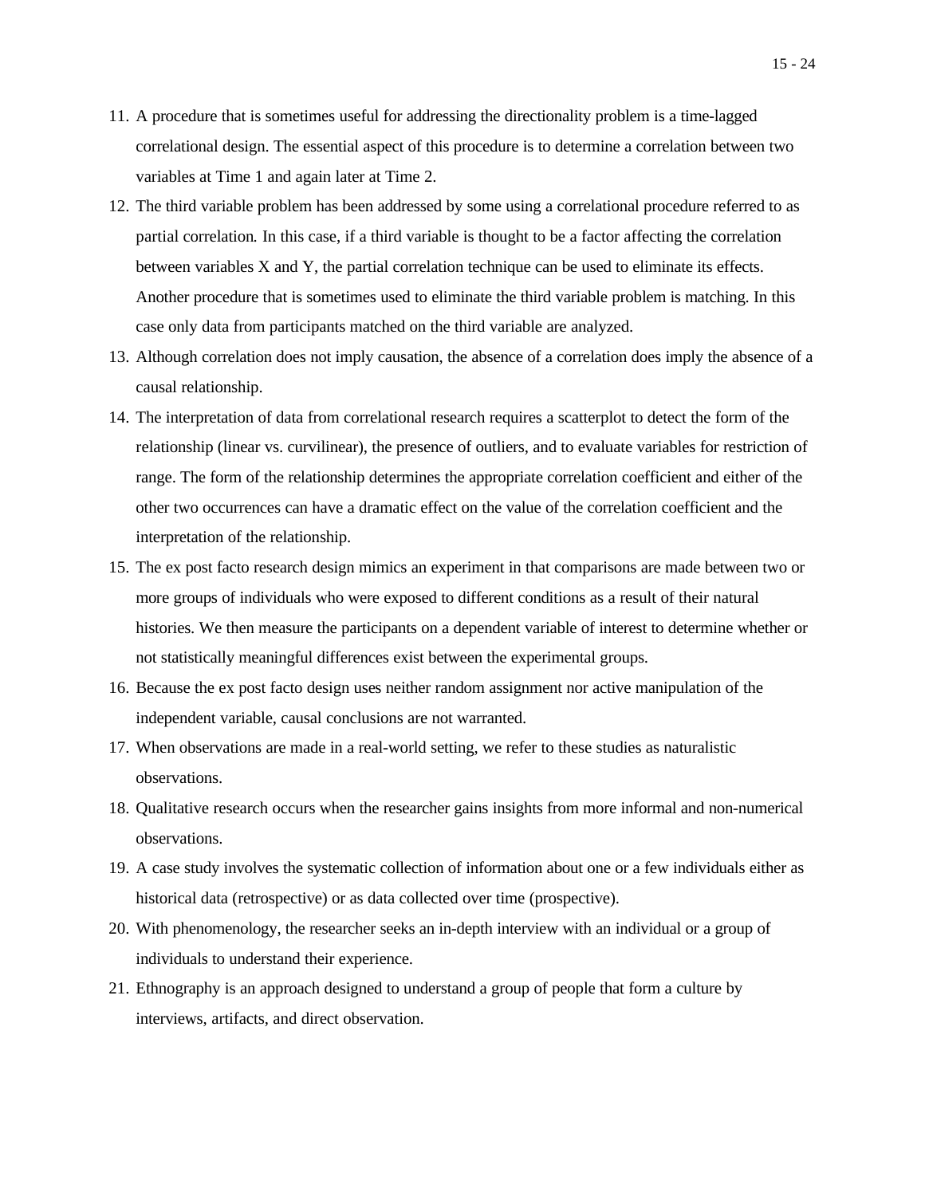11. A procedure that is sometimes useful for addressing the directionality problem is a time-lagged correlational design. The essential aspect of this procedure is to determine a correlation between two variables at Time 1 and again later at Time 2.
12. The third variable problem has been addressed by some using a correlational procedure referred to as partial correlation. In this case, if a third variable is thought to be a factor affecting the correlation between variables X and Y, the partial correlation technique can be used to eliminate its effects. Another procedure that is sometimes used to eliminate the third variable problem is matching. In this case only data from participants matched on the third variable are analyzed.
13. Although correlation does not imply causation, the absence of a correlation does imply the absence of a causal relationship.
14. The interpretation of data from correlational research requires a scatterplot to detect the form of the relationship (linear vs. curvilinear), the presence of outliers, and to evaluate variables for restriction of range. The form of the relationship determines the appropriate correlation coefficient and either of the other two occurrences can have a dramatic effect on the value of the correlation coefficient and the interpretation of the relationship.
15. The ex post facto research design mimics an experiment in that comparisons are made between two or more groups of individuals who were exposed to different conditions as a result of their natural histories. We then measure the participants on a dependent variable of interest to determine whether or not statistically meaningful differences exist between the experimental groups.
16. Because the ex post facto design uses neither random assignment nor active manipulation of the independent variable, causal conclusions are not warranted.
17. When observations are made in a real-world setting, we refer to these studies as naturalistic observations.
18. Qualitative research occurs when the researcher gains insights from more informal and non-numerical observations.
19. A case study involves the systematic collection of information about one or a few individuals either as historical data (retrospective) or as data collected over time (prospective).
20. With phenomenology, the researcher seeks an in-depth interview with an individual or a group of individuals to understand their experience.
21. Ethnography is an approach designed to understand a group of people that form a culture by interviews, artifacts, and direct observation.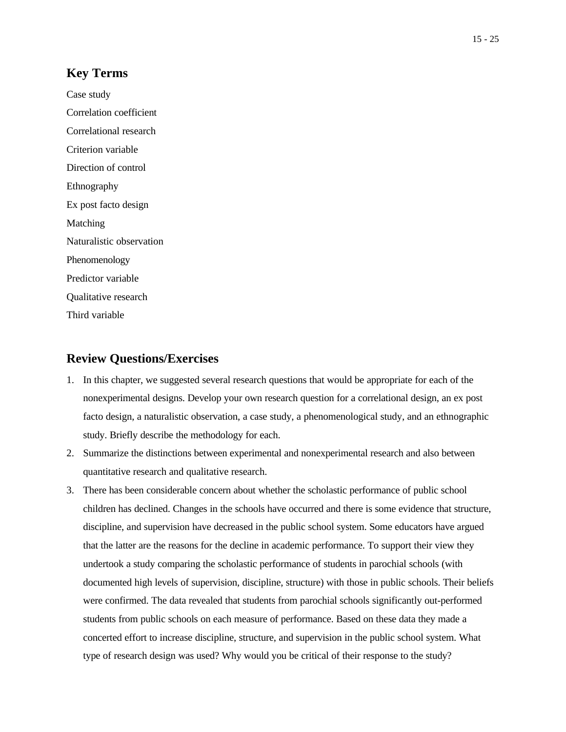## Key Terms

Case study

Correlation coefficient

Correlational research

Criterion variable

Direction of control

Ethnography

Ex post facto design

Matching

Naturalistic observation

Phenomenology

Predictor variable

Qualitative research

Third variable

## Review Questions/Exercises

1. In this chapter, we suggested several research questions that would be appropriate for each of the nonexperimental designs. Develop your own research question for a correlational design, an ex post facto design, a naturalistic observation, a case study, a phenomenological study, and an ethnographic study. Briefly describe the methodology for each.
2. Summarize the distinctions between experimental and nonexperimental research and also between quantitative research and qualitative research.
3. There has been considerable concern about whether the scholastic performance of public school children has declined. Changes in the schools have occurred and there is some evidence that structure, discipline, and supervision have decreased in the public school system. Some educators have argued that the latter are the reasons for the decline in academic performance. To support their view they undertook a study comparing the scholastic performance of students in parochial schools (with documented high levels of supervision, discipline, structure) with those in public schools. Their beliefs were confirmed. The data revealed that students from parochial schools significantly out-performed students from public schools on each measure of performance. Based on these data they made a concerted effort to increase discipline, structure, and supervision in the public school system. What type of research design was used? Why would you be critical of their response to the study?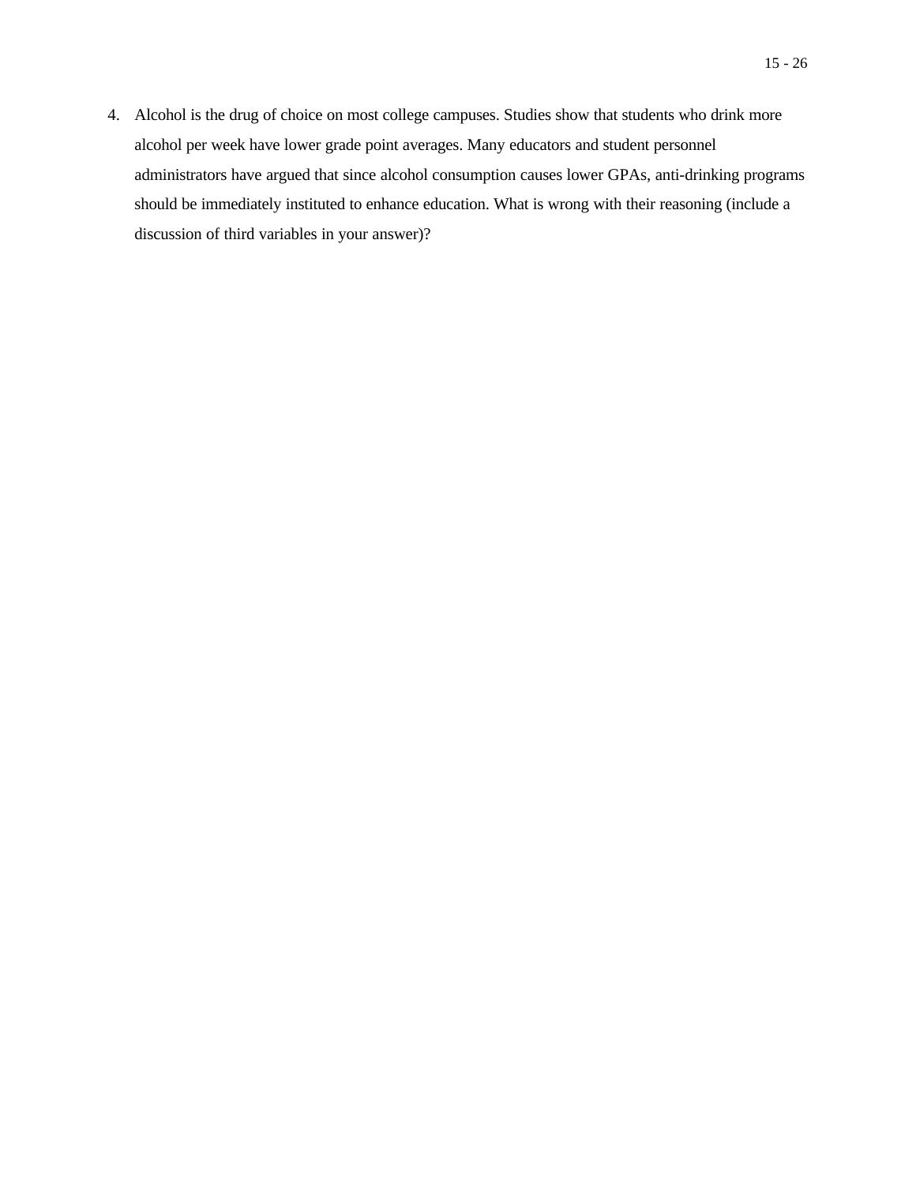4. Alcohol is the drug of choice on most college campuses. Studies show that students who drink more alcohol per week have lower grade point averages. Many educators and student personnel administrators have argued that since alcohol consumption causes lower GPAs, anti-drinking programs should be immediately instituted to enhance education. What is wrong with their reasoning (include a discussion of third variables in your answer)?